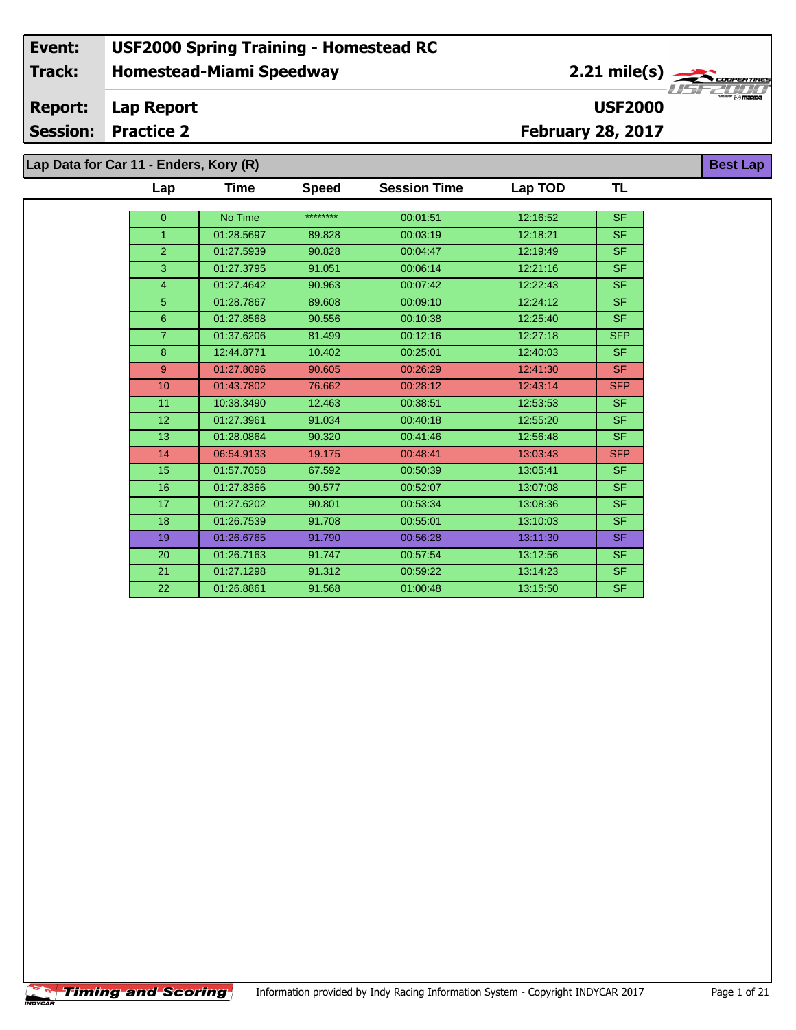| Event: | USF2000 Spring Training - Homestead RC | |
|---|---|---|
| Track: | Homestead-Miami Speedway | 2.21 mile(s) |
| Report: | Lap Report | USF2000 |
| Session: | Practice 2 | February 28, 2017 |

## Lap Data for Car 11 - Enders, Kory (R)

Best Lap

| Lap | Time | Speed | Session Time | Lap TOD | TL |
|---|---|---|---|---|---|
| 0 | No Time | ******** | 00:01:51 | 12:16:52 | SF |
| 1 | 01:28.5697 | 89.828 | 00:03:19 | 12:18:21 | SF |
| 2 | 01:27.5939 | 90.828 | 00:04:47 | 12:19:49 | SF |
| 3 | 01:27.3795 | 91.051 | 00:06:14 | 12:21:16 | SF |
| 4 | 01:27.4642 | 90.963 | 00:07:42 | 12:22:43 | SF |
| 5 | 01:28.7867 | 89.608 | 00:09:10 | 12:24:12 | SF |
| 6 | 01:27.8568 | 90.556 | 00:10:38 | 12:25:40 | SF |
| 7 | 01:37.6206 | 81.499 | 00:12:16 | 12:27:18 | SFP |
| 8 | 12:44.8771 | 10.402 | 00:25:01 | 12:40:03 | SF |
| 9 | 01:27.8096 | 90.605 | 00:26:29 | 12:41:30 | SF |
| 10 | 01:43.7802 | 76.662 | 00:28:12 | 12:43:14 | SFP |
| 11 | 10:38.3490 | 12.463 | 00:38:51 | 12:53:53 | SF |
| 12 | 01:27.3961 | 91.034 | 00:40:18 | 12:55:20 | SF |
| 13 | 01:28.0864 | 90.320 | 00:41:46 | 12:56:48 | SF |
| 14 | 06:54.9133 | 19.175 | 00:48:41 | 13:03:43 | SFP |
| 15 | 01:57.7058 | 67.592 | 00:50:39 | 13:05:41 | SF |
| 16 | 01:27.8366 | 90.577 | 00:52:07 | 13:07:08 | SF |
| 17 | 01:27.6202 | 90.801 | 00:53:34 | 13:08:36 | SF |
| 18 | 01:26.7539 | 91.708 | 00:55:01 | 13:10:03 | SF |
| 19 | 01:26.6765 | 91.790 | 00:56:28 | 13:11:30 | SF |
| 20 | 01:26.7163 | 91.747 | 00:57:54 | 13:12:56 | SF |
| 21 | 01:27.1298 | 91.312 | 00:59:22 | 13:14:23 | SF |
| 22 | 01:26.8861 | 91.568 | 01:00:48 | 13:15:50 | SF |

Information provided by Indy Racing Information System - Copyright INDYCAR 2017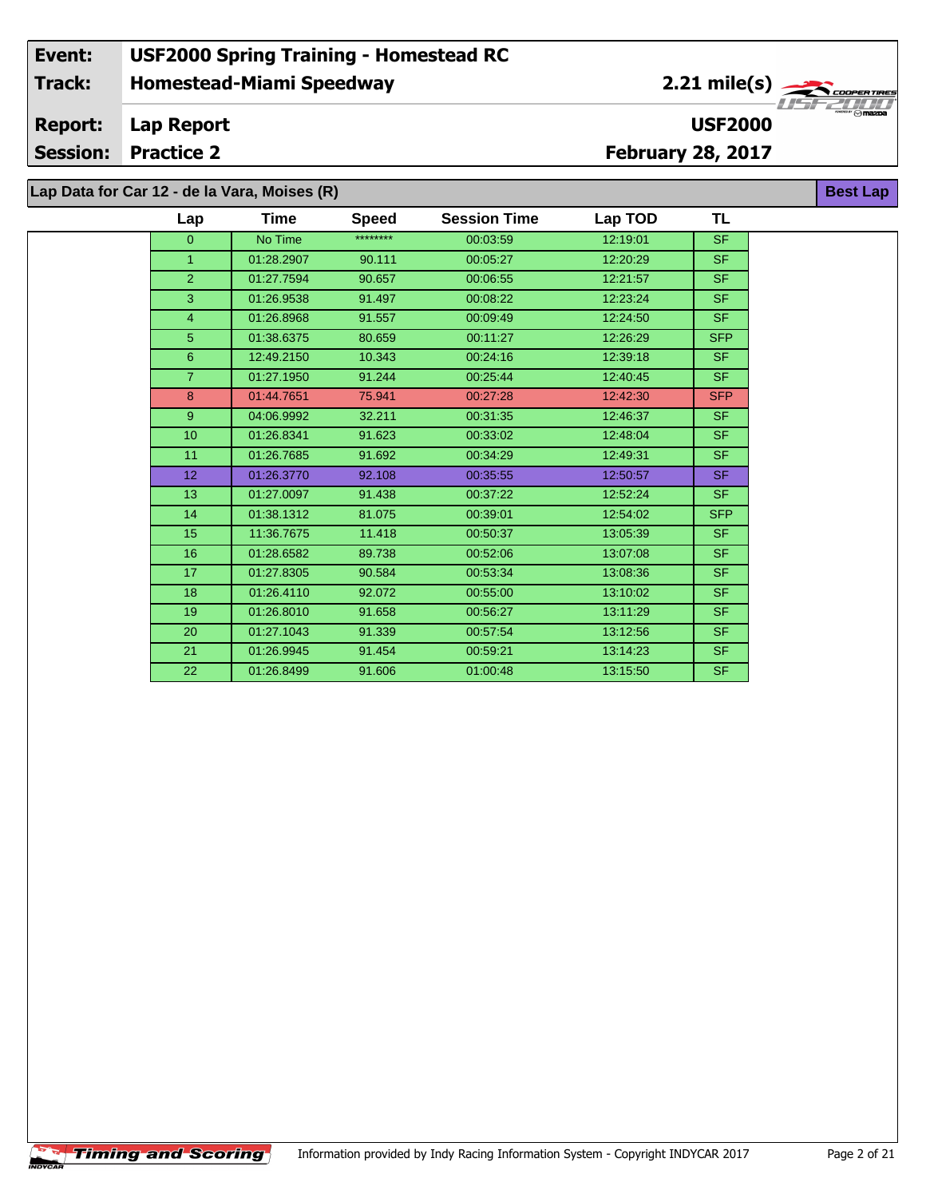| Event: | USF2000 Spring Training - Homestead RC | |
|---|---|---|
| Track: | Homestead-Miami Speedway | 2.21 mile(s) |
| Report: | Lap Report | USF2000 |
| Session: | Practice 2 | February 28, 2017 |

## Lap Data for Car 12 - de la Vara, Moises (R)

Best Lap

| Lap | Time | Speed | Session Time | Lap TOD | TL |
|---|---|---|---|---|---|
| 0 | No Time | ******** | 00:03:59 | 12:19:01 | SF |
| 1 | 01:28.2907 | 90.111 | 00:05:27 | 12:20:29 | SF |
| 2 | 01:27.7594 | 90.657 | 00:06:55 | 12:21:57 | SF |
| 3 | 01:26.9538 | 91.497 | 00:08:22 | 12:23:24 | SF |
| 4 | 01:26.8968 | 91.557 | 00:09:49 | 12:24:50 | SF |
| 5 | 01:38.6375 | 80.659 | 00:11:27 | 12:26:29 | SFP |
| 6 | 12:49.2150 | 10.343 | 00:24:16 | 12:39:18 | SF |
| 7 | 01:27.1950 | 91.244 | 00:25:44 | 12:40:45 | SF |
| 8 | 01:44.7651 | 75.941 | 00:27:28 | 12:42:30 | SFP |
| 9 | 04:06.9992 | 32.211 | 00:31:35 | 12:46:37 | SF |
| 10 | 01:26.8341 | 91.623 | 00:33:02 | 12:48:04 | SF |
| 11 | 01:26.7685 | 91.692 | 00:34:29 | 12:49:31 | SF |
| 12 | 01:26.3770 | 92.108 | 00:35:55 | 12:50:57 | SF |
| 13 | 01:27.0097 | 91.438 | 00:37:22 | 12:52:24 | SF |
| 14 | 01:38.1312 | 81.075 | 00:39:01 | 12:54:02 | SFP |
| 15 | 11:36.7675 | 11.418 | 00:50:37 | 13:05:39 | SF |
| 16 | 01:28.6582 | 89.738 | 00:52:06 | 13:07:08 | SF |
| 17 | 01:27.8305 | 90.584 | 00:53:34 | 13:08:36 | SF |
| 18 | 01:26.4110 | 92.072 | 00:55:00 | 13:10:02 | SF |
| 19 | 01:26.8010 | 91.658 | 00:56:27 | 13:11:29 | SF |
| 20 | 01:27.1043 | 91.339 | 00:57:54 | 13:12:56 | SF |
| 21 | 01:26.9945 | 91.454 | 00:59:21 | 13:14:23 | SF |
| 22 | 01:26.8499 | 91.606 | 01:00:48 | 13:15:50 | SF |

Timing and Scoring

Information provided by Indy Racing Information System - Copyright INDYCAR 2017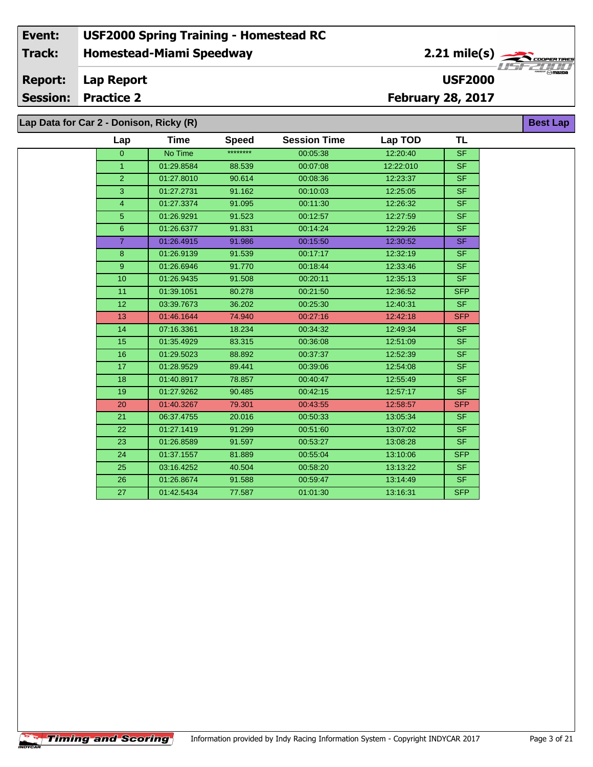| Event: | USF2000 Spring Training - Homestead RC | |
|---|---|---|
| Track: | Homestead-Miami Speedway | 2.21 mile(s) |
| Report: | Lap Report | USF2000 |
| Session: | Practice 2 | February 28, 2017 |

## Lap Data for Car 2 - Donison, Ricky (R)

**Best Lap**

| Lap | Time | Speed | Session Time | Lap TOD | TL |
|---|---|---|---|---|---|
| 0 | No Time | ******** | 00:05:38 | 12:20:40 | SF |
| 1 | 01:29.8584 | 88.539 | 00:07:08 | 12:22:010 | SF |
| 2 | 01:27.8010 | 90.614 | 00:08:36 | 12:23:37 | SF |
| 3 | 01:27.2731 | 91.162 | 00:10:03 | 12:25:05 | SF |
| 4 | 01:27.3374 | 91.095 | 00:11:30 | 12:26:32 | SF |
| 5 | 01:26.9291 | 91.523 | 00:12:57 | 12:27:59 | SF |
| 6 | 01:26.6377 | 91.831 | 00:14:24 | 12:29:26 | SF |
| 7 | 01:26.4915 | 91.986 | 00:15:50 | 12:30:52 | SF |
| 8 | 01:26.9139 | 91.539 | 00:17:17 | 12:32:19 | SF |
| 9 | 01:26.6946 | 91.770 | 00:18:44 | 12:33:46 | SF |
| 10 | 01:26.9435 | 91.508 | 00:20:11 | 12:35:13 | SF |
| 11 | 01:39.1051 | 80.278 | 00:21:50 | 12:36:52 | SFP |
| 12 | 03:39.7673 | 36.202 | 00:25:30 | 12:40:31 | SF |
| 13 | 01:46.1644 | 74.940 | 00:27:16 | 12:42:18 | SFP |
| 14 | 07:16.3361 | 18.234 | 00:34:32 | 12:49:34 | SF |
| 15 | 01:35.4929 | 83.315 | 00:36:08 | 12:51:09 | SF |
| 16 | 01:29.5023 | 88.892 | 00:37:37 | 12:52:39 | SF |
| 17 | 01:28.9529 | 89.441 | 00:39:06 | 12:54:08 | SF |
| 18 | 01:40.8917 | 78.857 | 00:40:47 | 12:55:49 | SF |
| 19 | 01:27.9262 | 90.485 | 00:42:15 | 12:57:17 | SF |
| 20 | 01:40.3267 | 79.301 | 00:43:55 | 12:58:57 | SFP |
| 21 | 06:37.4755 | 20.016 | 00:50:33 | 13:05:34 | SF |
| 22 | 01:27.1419 | 91.299 | 00:51:60 | 13:07:02 | SF |
| 23 | 01:26.8589 | 91.597 | 00:53:27 | 13:08:28 | SF |
| 24 | 01:37.1557 | 81.889 | 00:55:04 | 13:10:06 | SFP |
| 25 | 03:16.4252 | 40.504 | 00:58:20 | 13:13:22 | SF |
| 26 | 01:26.8674 | 91.588 | 00:59:47 | 13:14:49 | SF |
| 27 | 01:42.5434 | 77.587 | 01:01:30 | 13:16:31 | SFP |

Information provided by Indy Racing Information System - Copyright INDYCAR 2017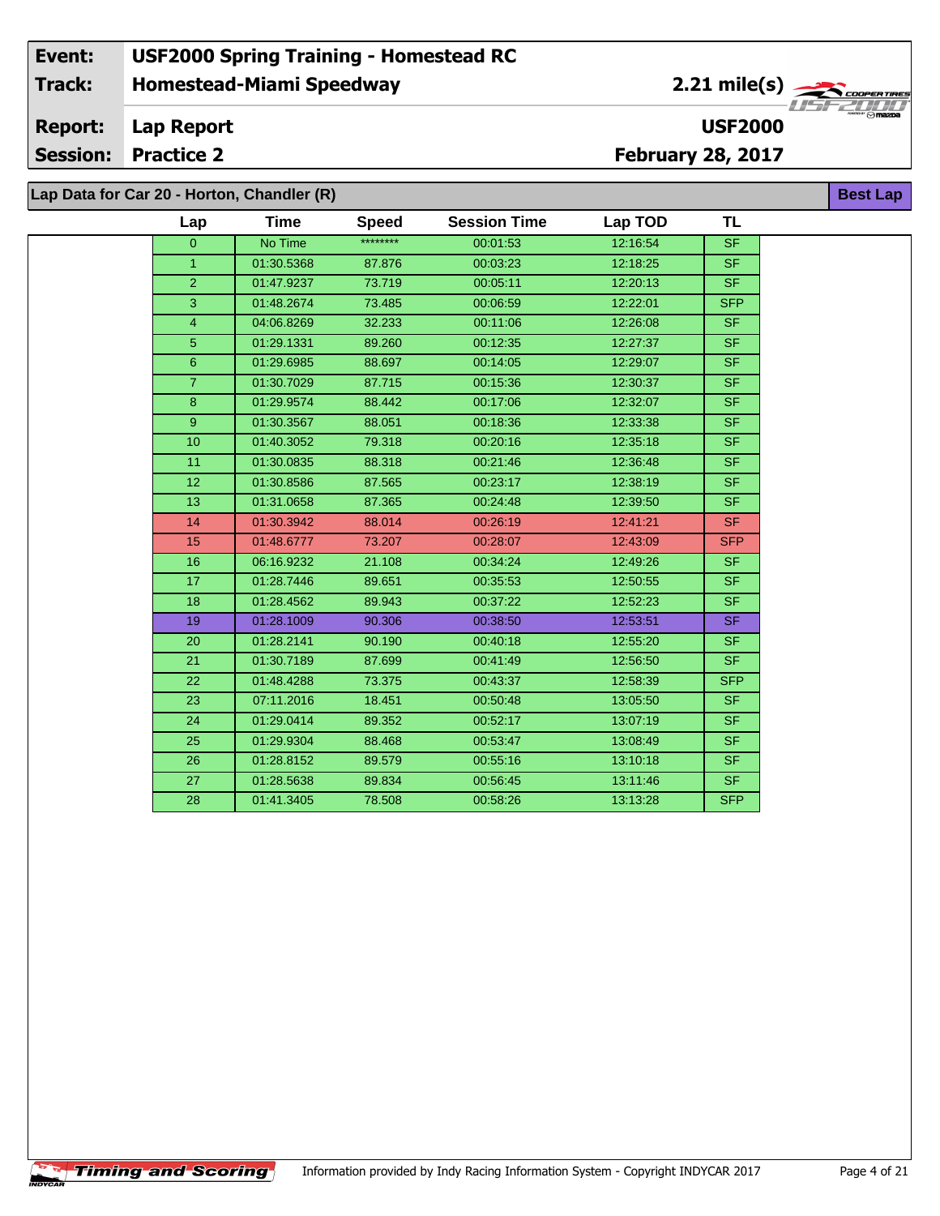| Event: | USF2000 Spring Training - Homestead RC | |
|---|---|---|
| Track: | Homestead-Miami Speedway | 2.21 mile(s) |
| Report: | Lap Report | USF2000 |
| Session: | Practice 2 | February 28, 2017 |

## Lap Data for Car 20 - Horton, Chandler (R)

**Best Lap**

| Lap | Time | Speed | Session Time | Lap TOD | TL |
|---|---|---|---|---|---|
| 0 | No Time | ******** | 00:01:53 | 12:16:54 | SF |
| 1 | 01:30.5368 | 87.876 | 00:03:23 | 12:18:25 | SF |
| 2 | 01:47.9237 | 73.719 | 00:05:11 | 12:20:13 | SF |
| 3 | 01:48.2674 | 73.485 | 00:06:59 | 12:22:01 | SFP |
| 4 | 04:06.8269 | 32.233 | 00:11:06 | 12:26:08 | SF |
| 5 | 01:29.1331 | 89.260 | 00:12:35 | 12:27:37 | SF |
| 6 | 01:29.6985 | 88.697 | 00:14:05 | 12:29:07 | SF |
| 7 | 01:30.7029 | 87.715 | 00:15:36 | 12:30:37 | SF |
| 8 | 01:29.9574 | 88.442 | 00:17:06 | 12:32:07 | SF |
| 9 | 01:30.3567 | 88.051 | 00:18:36 | 12:33:38 | SF |
| 10 | 01:40.3052 | 79.318 | 00:20:16 | 12:35:18 | SF |
| 11 | 01:30.0835 | 88.318 | 00:21:46 | 12:36:48 | SF |
| 12 | 01:30.8586 | 87.565 | 00:23:17 | 12:38:19 | SF |
| 13 | 01:31.0658 | 87.365 | 00:24:48 | 12:39:50 | SF |
| 14 | 01:30.3942 | 88.014 | 00:26:19 | 12:41:21 | SF |
| 15 | 01:48.6777 | 73.207 | 00:28:07 | 12:43:09 | SFP |
| 16 | 06:16.9232 | 21.108 | 00:34:24 | 12:49:26 | SF |
| 17 | 01:28.7446 | 89.651 | 00:35:53 | 12:50:55 | SF |
| 18 | 01:28.4562 | 89.943 | 00:37:22 | 12:52:23 | SF |
| 19 | 01:28.1009 | 90.306 | 00:38:50 | 12:53:51 | SF |
| 20 | 01:28.2141 | 90.190 | 00:40:18 | 12:55:20 | SF |
| 21 | 01:30.7189 | 87.699 | 00:41:49 | 12:56:50 | SF |
| 22 | 01:48.4288 | 73.375 | 00:43:37 | 12:58:39 | SFP |
| 23 | 07:11.2016 | 18.451 | 00:50:48 | 13:05:50 | SF |
| 24 | 01:29.0414 | 89.352 | 00:52:17 | 13:07:19 | SF |
| 25 | 01:29.9304 | 88.468 | 00:53:47 | 13:08:49 | SF |
| 26 | 01:28.8152 | 89.579 | 00:55:16 | 13:10:18 | SF |
| 27 | 01:28.5638 | 89.834 | 00:56:45 | 13:11:46 | SF |
| 28 | 01:41.3405 | 78.508 | 00:58:26 | 13:13:28 | SFP |

Information provided by Indy Racing Information System - Copyright INDYCAR 2017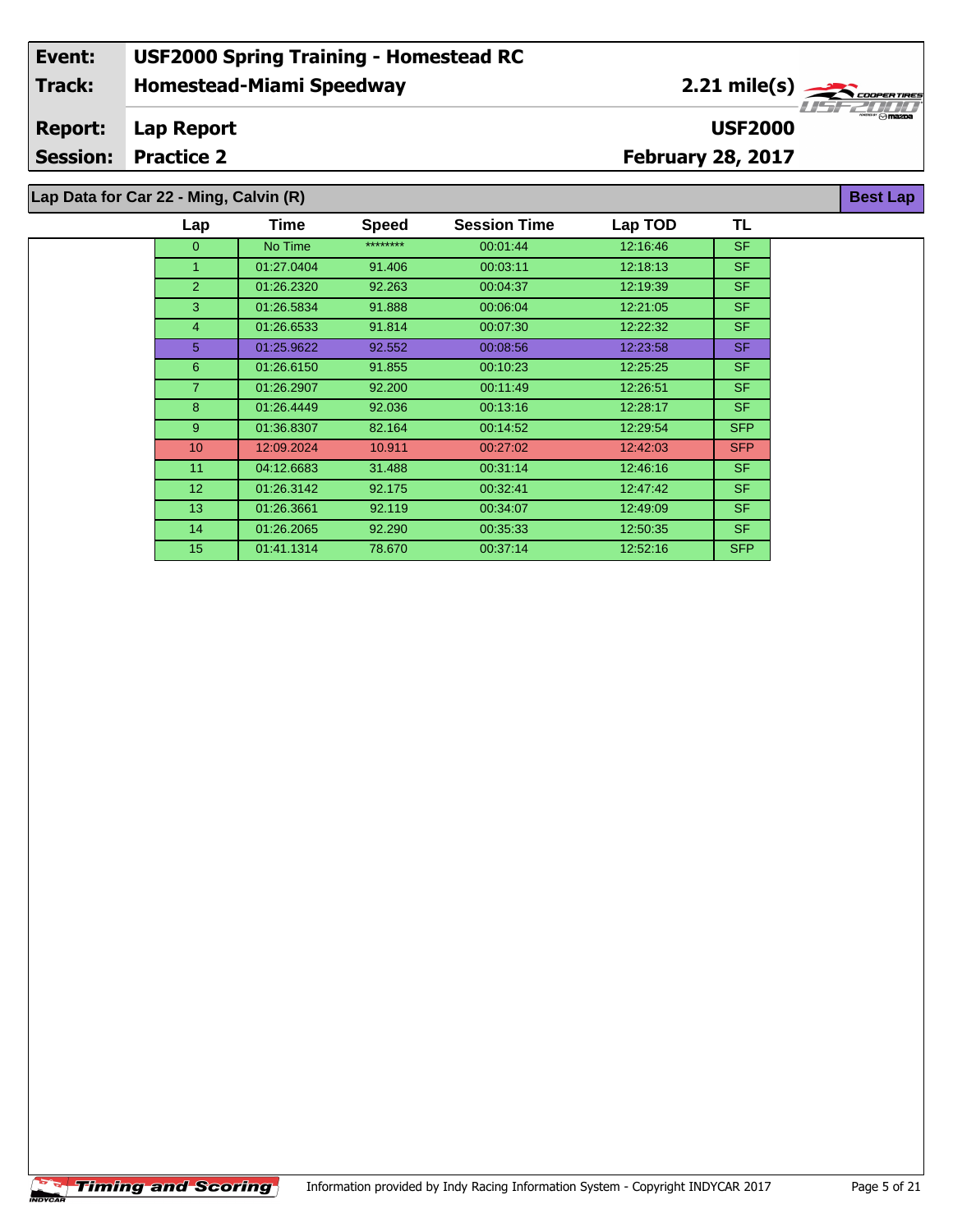| Event: | USF2000 Spring Training - Homestead RC | |
|---|---|---|
| Track: | Homestead-Miami Speedway | 2.21 mile(s) |
| Report: | Lap Report | USF2000 |
| Session: | Practice 2 | February 28, 2017 |

## Lap Data for Car 22 - Ming, Calvin (R)

**Best Lap**

| Lap | Time | Speed | Session Time | Lap TOD | TL |
|---|---|---|---|---|---|
| 0 | No Time | ******** | 00:01:44 | 12:16:46 | SF |
| 1 | 01:27.0404 | 91.406 | 00:03:11 | 12:18:13 | SF |
| 2 | 01:26.2320 | 92.263 | 00:04:37 | 12:19:39 | SF |
| 3 | 01:26.5834 | 91.888 | 00:06:04 | 12:21:05 | SF |
| 4 | 01:26.6533 | 91.814 | 00:07:30 | 12:22:32 | SF |
| 5 | 01:25.9622 | 92.552 | 00:08:56 | 12:23:58 | SF |
| 6 | 01:26.6150 | 91.855 | 00:10:23 | 12:25:25 | SF |
| 7 | 01:26.2907 | 92.200 | 00:11:49 | 12:26:51 | SF |
| 8 | 01:26.4449 | 92.036 | 00:13:16 | 12:28:17 | SF |
| 9 | 01:36.8307 | 82.164 | 00:14:52 | 12:29:54 | SFP |
| 10 | 12:09.2024 | 10.911 | 00:27:02 | 12:42:03 | SFP |
| 11 | 04:12.6683 | 31.488 | 00:31:14 | 12:46:16 | SF |
| 12 | 01:26.3142 | 92.175 | 00:32:41 | 12:47:42 | SF |
| 13 | 01:26.3661 | 92.119 | 00:34:07 | 12:49:09 | SF |
| 14 | 01:26.2065 | 92.290 | 00:35:33 | 12:50:35 | SF |
| 15 | 01:41.1314 | 78.670 | 00:37:14 | 12:52:16 | SFP |

Information provided by Indy Racing Information System - Copyright INDYCAR 2017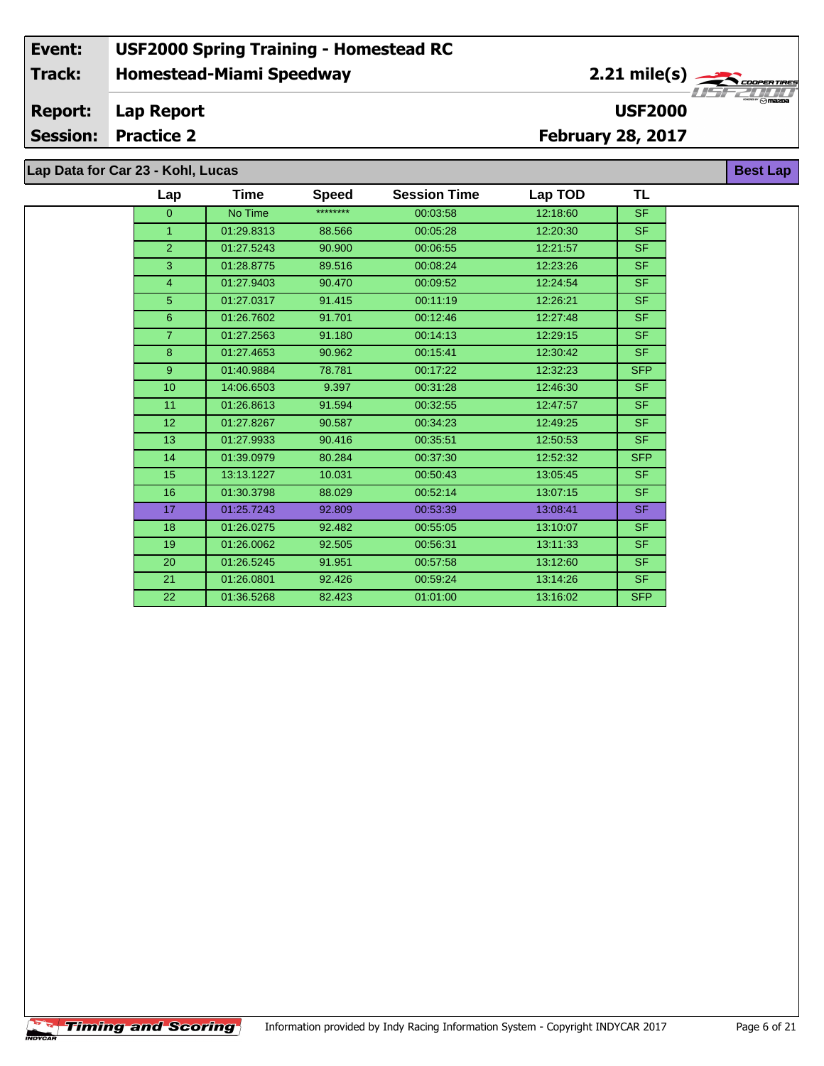| Event: | USF2000 Spring Training - Homestead RC | |
|---|---|---|
| Track: | Homestead-Miami Speedway | 2.21 mile(s) |
| Report: | Lap Report | USF2000 |
| Session: | Practice 2 | February 28, 2017 |

## Lap Data for Car 23 - Kohl, Lucas

**Best Lap**

| Lap | Time | Speed | Session Time | Lap TOD | TL |
|---|---|---|---|---|---|
| 0 | No Time | ******** | 00:03:58 | 12:18:60 | SF |
| 1 | 01:29.8313 | 88.566 | 00:05:28 | 12:20:30 | SF |
| 2 | 01:27.5243 | 90.900 | 00:06:55 | 12:21:57 | SF |
| 3 | 01:28.8775 | 89.516 | 00:08:24 | 12:23:26 | SF |
| 4 | 01:27.9403 | 90.470 | 00:09:52 | 12:24:54 | SF |
| 5 | 01:27.0317 | 91.415 | 00:11:19 | 12:26:21 | SF |
| 6 | 01:26.7602 | 91.701 | 00:12:46 | 12:27:48 | SF |
| 7 | 01:27.2563 | 91.180 | 00:14:13 | 12:29:15 | SF |
| 8 | 01:27.4653 | 90.962 | 00:15:41 | 12:30:42 | SF |
| 9 | 01:40.9884 | 78.781 | 00:17:22 | 12:32:23 | SFP |
| 10 | 14:06.6503 | 9.397 | 00:31:28 | 12:46:30 | SF |
| 11 | 01:26.8613 | 91.594 | 00:32:55 | 12:47:57 | SF |
| 12 | 01:27.8267 | 90.587 | 00:34:23 | 12:49:25 | SF |
| 13 | 01:27.9933 | 90.416 | 00:35:51 | 12:50:53 | SF |
| 14 | 01:39.0979 | 80.284 | 00:37:30 | 12:52:32 | SFP |
| 15 | 13:13.1227 | 10.031 | 00:50:43 | 13:05:45 | SF |
| 16 | 01:30.3798 | 88.029 | 00:52:14 | 13:07:15 | SF |
| 17 | 01:25.7243 | 92.809 | 00:53:39 | 13:08:41 | SF |
| 18 | 01:26.0275 | 92.482 | 00:55:05 | 13:10:07 | SF |
| 19 | 01:26.0062 | 92.505 | 00:56:31 | 13:11:33 | SF |
| 20 | 01:26.5245 | 91.951 | 00:57:58 | 13:12:60 | SF |
| 21 | 01:26.0801 | 92.426 | 00:59:24 | 13:14:26 | SF |
| 22 | 01:36.5268 | 82.423 | 01:01:00 | 13:16:02 | SFP |

Information provided by Indy Racing Information System - Copyright INDYCAR 2017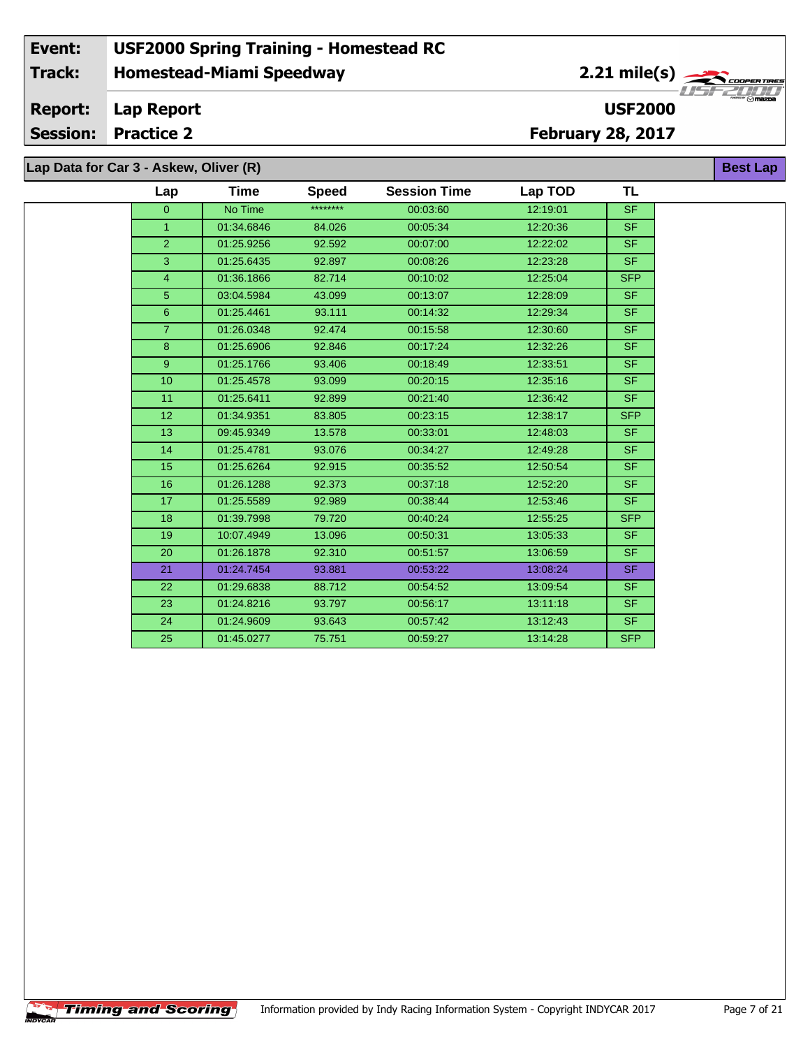| Event: | USF2000 Spring Training - Homestead RC | |
|---|---|---|
| Track: | Homestead-Miami Speedway | 2.21 mile(s) |
| Report: | Lap Report | USF2000 |
| Session: | Practice 2 | February 28, 2017 |

## Lap Data for Car 3 - Askew, Oliver (R)

**Best Lap**

| Lap | Time | Speed | Session Time | Lap TOD | TL |
|---|---|---|---|---|---|
| 0 | No Time | ******** | 00:03:60 | 12:19:01 | SF |
| 1 | 01:34.6846 | 84.026 | 00:05:34 | 12:20:36 | SF |
| 2 | 01:25.9256 | 92.592 | 00:07:00 | 12:22:02 | SF |
| 3 | 01:25.6435 | 92.897 | 00:08:26 | 12:23:28 | SF |
| 4 | 01:36.1866 | 82.714 | 00:10:02 | 12:25:04 | SFP |
| 5 | 03:04.5984 | 43.099 | 00:13:07 | 12:28:09 | SF |
| 6 | 01:25.4461 | 93.111 | 00:14:32 | 12:29:34 | SF |
| 7 | 01:26.0348 | 92.474 | 00:15:58 | 12:30:60 | SF |
| 8 | 01:25.6906 | 92.846 | 00:17:24 | 12:32:26 | SF |
| 9 | 01:25.1766 | 93.406 | 00:18:49 | 12:33:51 | SF |
| 10 | 01:25.4578 | 93.099 | 00:20:15 | 12:35:16 | SF |
| 11 | 01:25.6411 | 92.899 | 00:21:40 | 12:36:42 | SF |
| 12 | 01:34.9351 | 83.805 | 00:23:15 | 12:38:17 | SFP |
| 13 | 09:45.9349 | 13.578 | 00:33:01 | 12:48:03 | SF |
| 14 | 01:25.4781 | 93.076 | 00:34:27 | 12:49:28 | SF |
| 15 | 01:25.6264 | 92.915 | 00:35:52 | 12:50:54 | SF |
| 16 | 01:26.1288 | 92.373 | 00:37:18 | 12:52:20 | SF |
| 17 | 01:25.5589 | 92.989 | 00:38:44 | 12:53:46 | SF |
| 18 | 01:39.7998 | 79.720 | 00:40:24 | 12:55:25 | SFP |
| 19 | 10:07.4949 | 13.096 | 00:50:31 | 13:05:33 | SF |
| 20 | 01:26.1878 | 92.310 | 00:51:57 | 13:06:59 | SF |
| 21 | 01:24.7454 | 93.881 | 00:53:22 | 13:08:24 | SF |
| 22 | 01:29.6838 | 88.712 | 00:54:52 | 13:09:54 | SF |
| 23 | 01:24.8216 | 93.797 | 00:56:17 | 13:11:18 | SF |
| 24 | 01:24.9609 | 93.643 | 00:57:42 | 13:12:43 | SF |
| 25 | 01:45.0277 | 75.751 | 00:59:27 | 13:14:28 | SFP |

Timing and Scoring

Information provided by Indy Racing Information System - Copyright INDYCAR 2017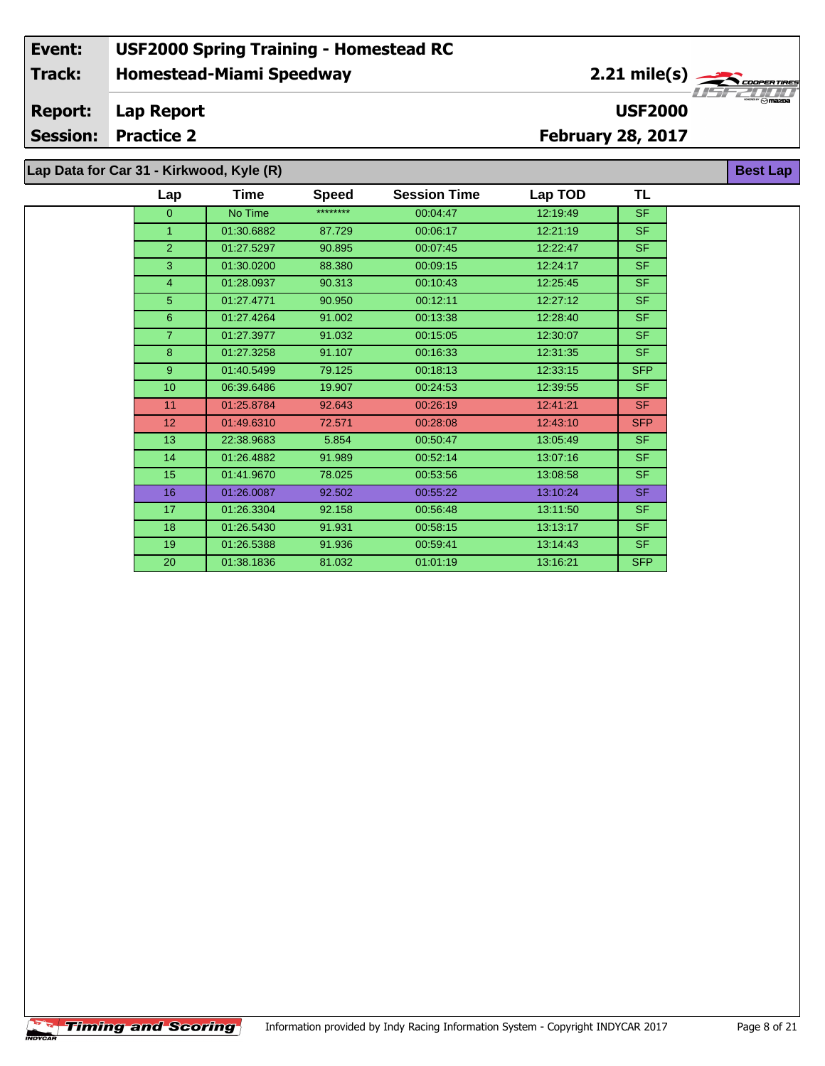| Event: | USF2000 Spring Training - Homestead RC | |
|---|---|---|
| Track: | Homestead-Miami Speedway | 2.21 mile(s) |
| Report: | Lap Report | USF2000 |
| Session: | Practice 2 | February 28, 2017 |

## Lap Data for Car 31 - Kirkwood, Kyle (R)

**Best Lap**

| Lap | Time | Speed | Session Time | Lap TOD | TL |
|---|---|---|---|---|---|
| 0 | No Time | ******** | 00:04:47 | 12:19:49 | SF |
| 1 | 01:30.6882 | 87.729 | 00:06:17 | 12:21:19 | SF |
| 2 | 01:27.5297 | 90.895 | 00:07:45 | 12:22:47 | SF |
| 3 | 01:30.0200 | 88.380 | 00:09:15 | 12:24:17 | SF |
| 4 | 01:28.0937 | 90.313 | 00:10:43 | 12:25:45 | SF |
| 5 | 01:27.4771 | 90.950 | 00:12:11 | 12:27:12 | SF |
| 6 | 01:27.4264 | 91.002 | 00:13:38 | 12:28:40 | SF |
| 7 | 01:27.3977 | 91.032 | 00:15:05 | 12:30:07 | SF |
| 8 | 01:27.3258 | 91.107 | 00:16:33 | 12:31:35 | SF |
| 9 | 01:40.5499 | 79.125 | 00:18:13 | 12:33:15 | SFP |
| 10 | 06:39.6486 | 19.907 | 00:24:53 | 12:39:55 | SF |
| 11 | 01:25.8784 | 92.643 | 00:26:19 | 12:41:21 | SF |
| 12 | 01:49.6310 | 72.571 | 00:28:08 | 12:43:10 | SFP |
| 13 | 22:38.9683 | 5.854 | 00:50:47 | 13:05:49 | SF |
| 14 | 01:26.4882 | 91.989 | 00:52:14 | 13:07:16 | SF |
| 15 | 01:41.9670 | 78.025 | 00:53:56 | 13:08:58 | SF |
| 16 | 01:26.0087 | 92.502 | 00:55:22 | 13:10:24 | SF |
| 17 | 01:26.3304 | 92.158 | 00:56:48 | 13:11:50 | SF |
| 18 | 01:26.5430 | 91.931 | 00:58:15 | 13:13:17 | SF |
| 19 | 01:26.5388 | 91.936 | 00:59:41 | 13:14:43 | SF |
| 20 | 01:38.1836 | 81.032 | 01:01:19 | 13:16:21 | SFP |

Timing and Scoring — Information provided by Indy Racing Information System - Copyright INDYCAR 2017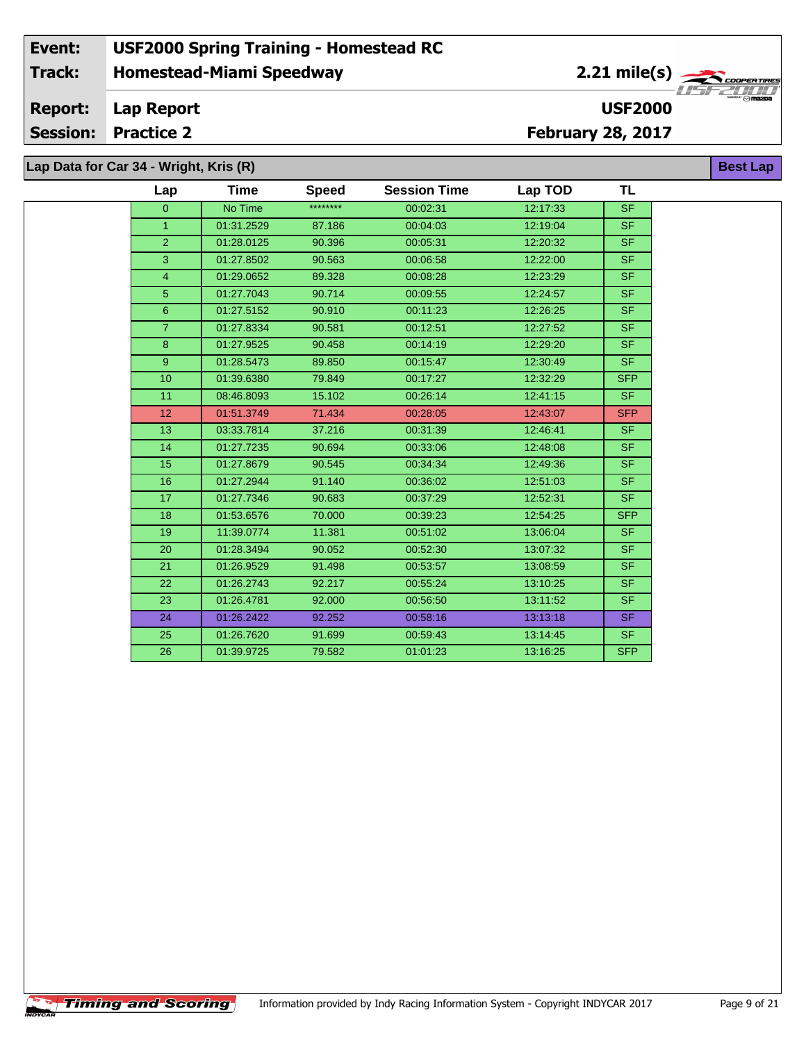| Event: | USF2000 Spring Training - Homestead RC | |
|---|---|---|
| Track: | Homestead-Miami Speedway | 2.21 mile(s) |
| Report: | Lap Report | USF2000 |
| Session: | Practice 2 | February 28, 2017 |

## Lap Data for Car 34 - Wright, Kris (R)

Best Lap

| Lap | Time | Speed | Session Time | Lap TOD | TL |
|---|---|---|---|---|---|
| 0 | No Time | ******** | 00:02:31 | 12:17:33 | SF |
| 1 | 01:31.2529 | 87.186 | 00:04:03 | 12:19:04 | SF |
| 2 | 01:28.0125 | 90.396 | 00:05:31 | 12:20:32 | SF |
| 3 | 01:27.8502 | 90.563 | 00:06:58 | 12:22:00 | SF |
| 4 | 01:29.0652 | 89.328 | 00:08:28 | 12:23:29 | SF |
| 5 | 01:27.7043 | 90.714 | 00:09:55 | 12:24:57 | SF |
| 6 | 01:27.5152 | 90.910 | 00:11:23 | 12:26:25 | SF |
| 7 | 01:27.8334 | 90.581 | 00:12:51 | 12:27:52 | SF |
| 8 | 01:27.9525 | 90.458 | 00:14:19 | 12:29:20 | SF |
| 9 | 01:28.5473 | 89.850 | 00:15:47 | 12:30:49 | SF |
| 10 | 01:39.6380 | 79.849 | 00:17:27 | 12:32:29 | SFP |
| 11 | 08:46.8093 | 15.102 | 00:26:14 | 12:41:15 | SF |
| 12 | 01:51.3749 | 71.434 | 00:28:05 | 12:43:07 | SFP |
| 13 | 03:33.7814 | 37.216 | 00:31:39 | 12:46:41 | SF |
| 14 | 01:27.7235 | 90.694 | 00:33:06 | 12:48:08 | SF |
| 15 | 01:27.8679 | 90.545 | 00:34:34 | 12:49:36 | SF |
| 16 | 01:27.2944 | 91.140 | 00:36:02 | 12:51:03 | SF |
| 17 | 01:27.7346 | 90.683 | 00:37:29 | 12:52:31 | SF |
| 18 | 01:53.6576 | 70.000 | 00:39:23 | 12:54:25 | SFP |
| 19 | 11:39.0774 | 11.381 | 00:51:02 | 13:06:04 | SF |
| 20 | 01:28.3494 | 90.052 | 00:52:30 | 13:07:32 | SF |
| 21 | 01:26.9529 | 91.498 | 00:53:57 | 13:08:59 | SF |
| 22 | 01:26.2743 | 92.217 | 00:55:24 | 13:10:25 | SF |
| 23 | 01:26.4781 | 92.000 | 00:56:50 | 13:11:52 | SF |
| 24 | 01:26.2422 | 92.252 | 00:58:16 | 13:13:18 | SF |
| 25 | 01:26.7620 | 91.699 | 00:59:43 | 13:14:45 | SF |
| 26 | 01:39.9725 | 79.582 | 01:01:23 | 13:16:25 | SFP |

Information provided by Indy Racing Information System - Copyright INDYCAR 2017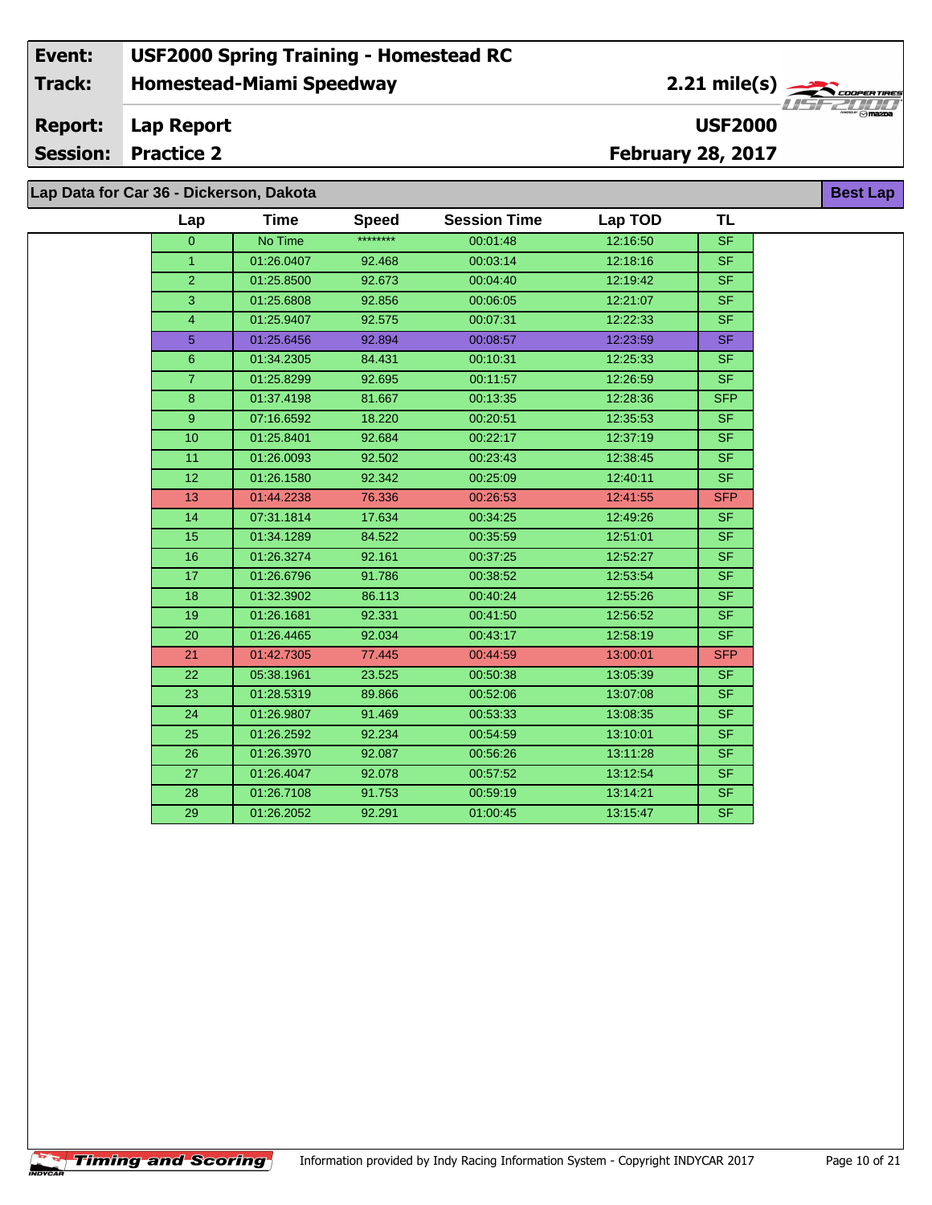| Event: | USF2000 Spring Training - Homestead RC | |
|---|---|---|
| Track: | Homestead-Miami Speedway | 2.21 mile(s) |
| Report: | Lap Report | USF2000 |
| Session: | Practice 2 | February 28, 2017 |

## Lap Data for Car 36 - Dickerson, Dakota

Best Lap

| Lap | Time | Speed | Session Time | Lap TOD | TL |
|---|---|---|---|---|---|
| 0 | No Time | ******** | 00:01:48 | 12:16:50 | SF |
| 1 | 01:26.0407 | 92.468 | 00:03:14 | 12:18:16 | SF |
| 2 | 01:25.8500 | 92.673 | 00:04:40 | 12:19:42 | SF |
| 3 | 01:25.6808 | 92.856 | 00:06:05 | 12:21:07 | SF |
| 4 | 01:25.9407 | 92.575 | 00:07:31 | 12:22:33 | SF |
| 5 | 01:25.6456 | 92.894 | 00:08:57 | 12:23:59 | SF |
| 6 | 01:34.2305 | 84.431 | 00:10:31 | 12:25:33 | SF |
| 7 | 01:25.8299 | 92.695 | 00:11:57 | 12:26:59 | SF |
| 8 | 01:37.4198 | 81.667 | 00:13:35 | 12:28:36 | SFP |
| 9 | 07:16.6592 | 18.220 | 00:20:51 | 12:35:53 | SF |
| 10 | 01:25.8401 | 92.684 | 00:22:17 | 12:37:19 | SF |
| 11 | 01:26.0093 | 92.502 | 00:23:43 | 12:38:45 | SF |
| 12 | 01:26.1580 | 92.342 | 00:25:09 | 12:40:11 | SF |
| 13 | 01:44.2238 | 76.336 | 00:26:53 | 12:41:55 | SFP |
| 14 | 07:31.1814 | 17.634 | 00:34:25 | 12:49:26 | SF |
| 15 | 01:34.1289 | 84.522 | 00:35:59 | 12:51:01 | SF |
| 16 | 01:26.3274 | 92.161 | 00:37:25 | 12:52:27 | SF |
| 17 | 01:26.6796 | 91.786 | 00:38:52 | 12:53:54 | SF |
| 18 | 01:32.3902 | 86.113 | 00:40:24 | 12:55:26 | SF |
| 19 | 01:26.1681 | 92.331 | 00:41:50 | 12:56:52 | SF |
| 20 | 01:26.4465 | 92.034 | 00:43:17 | 12:58:19 | SF |
| 21 | 01:42.7305 | 77.445 | 00:44:59 | 13:00:01 | SFP |
| 22 | 05:38.1961 | 23.525 | 00:50:38 | 13:05:39 | SF |
| 23 | 01:28.5319 | 89.866 | 00:52:06 | 13:07:08 | SF |
| 24 | 01:26.9807 | 91.469 | 00:53:33 | 13:08:35 | SF |
| 25 | 01:26.2592 | 92.234 | 00:54:59 | 13:10:01 | SF |
| 26 | 01:26.3970 | 92.087 | 00:56:26 | 13:11:28 | SF |
| 27 | 01:26.4047 | 92.078 | 00:57:52 | 13:12:54 | SF |
| 28 | 01:26.7108 | 91.753 | 00:59:19 | 13:14:21 | SF |
| 29 | 01:26.2052 | 92.291 | 01:00:45 | 13:15:47 | SF |

Timing and Scoring — Information provided by Indy Racing Information System - Copyright INDYCAR 2017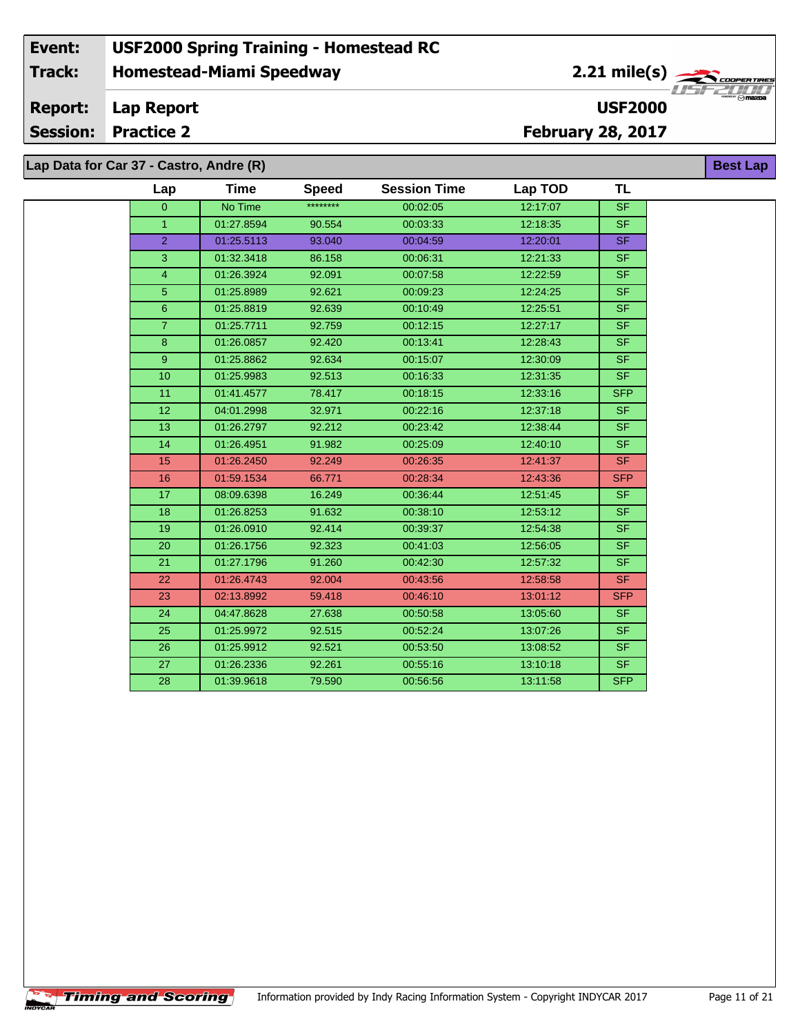| Event: | USF2000 Spring Training - Homestead RC | |
|---|---|---|
| Track: | Homestead-Miami Speedway | 2.21 mile(s) |
| Report: | Lap Report | USF2000 |
| Session: | Practice 2 | February 28, 2017 |

## Lap Data for Car 37 - Castro, Andre (R)

**Best Lap**

| Lap | Time | Speed | Session Time | Lap TOD | TL |
|---|---|---|---|---|---|
| 0 | No Time | ******** | 00:02:05 | 12:17:07 | SF |
| 1 | 01:27.8594 | 90.554 | 00:03:33 | 12:18:35 | SF |
| 2 | 01:25.5113 | 93.040 | 00:04:59 | 12:20:01 | SF |
| 3 | 01:32.3418 | 86.158 | 00:06:31 | 12:21:33 | SF |
| 4 | 01:26.3924 | 92.091 | 00:07:58 | 12:22:59 | SF |
| 5 | 01:25.8989 | 92.621 | 00:09:23 | 12:24:25 | SF |
| 6 | 01:25.8819 | 92.639 | 00:10:49 | 12:25:51 | SF |
| 7 | 01:25.7711 | 92.759 | 00:12:15 | 12:27:17 | SF |
| 8 | 01:26.0857 | 92.420 | 00:13:41 | 12:28:43 | SF |
| 9 | 01:25.8862 | 92.634 | 00:15:07 | 12:30:09 | SF |
| 10 | 01:25.9983 | 92.513 | 00:16:33 | 12:31:35 | SF |
| 11 | 01:41.4577 | 78.417 | 00:18:15 | 12:33:16 | SFP |
| 12 | 04:01.2998 | 32.971 | 00:22:16 | 12:37:18 | SF |
| 13 | 01:26.2797 | 92.212 | 00:23:42 | 12:38:44 | SF |
| 14 | 01:26.4951 | 91.982 | 00:25:09 | 12:40:10 | SF |
| 15 | 01:26.2450 | 92.249 | 00:26:35 | 12:41:37 | SF |
| 16 | 01:59.1534 | 66.771 | 00:28:34 | 12:43:36 | SFP |
| 17 | 08:09.6398 | 16.249 | 00:36:44 | 12:51:45 | SF |
| 18 | 01:26.8253 | 91.632 | 00:38:10 | 12:53:12 | SF |
| 19 | 01:26.0910 | 92.414 | 00:39:37 | 12:54:38 | SF |
| 20 | 01:26.1756 | 92.323 | 00:41:03 | 12:56:05 | SF |
| 21 | 01:27.1796 | 91.260 | 00:42:30 | 12:57:32 | SF |
| 22 | 01:26.4743 | 92.004 | 00:43:56 | 12:58:58 | SF |
| 23 | 02:13.8992 | 59.418 | 00:46:10 | 13:01:12 | SFP |
| 24 | 04:47.8628 | 27.638 | 00:50:58 | 13:05:60 | SF |
| 25 | 01:25.9972 | 92.515 | 00:52:24 | 13:07:26 | SF |
| 26 | 01:25.9912 | 92.521 | 00:53:50 | 13:08:52 | SF |
| 27 | 01:26.2336 | 92.261 | 00:55:16 | 13:10:18 | SF |
| 28 | 01:39.9618 | 79.590 | 00:56:56 | 13:11:58 | SFP |

Information provided by Indy Racing Information System - Copyright INDYCAR 2017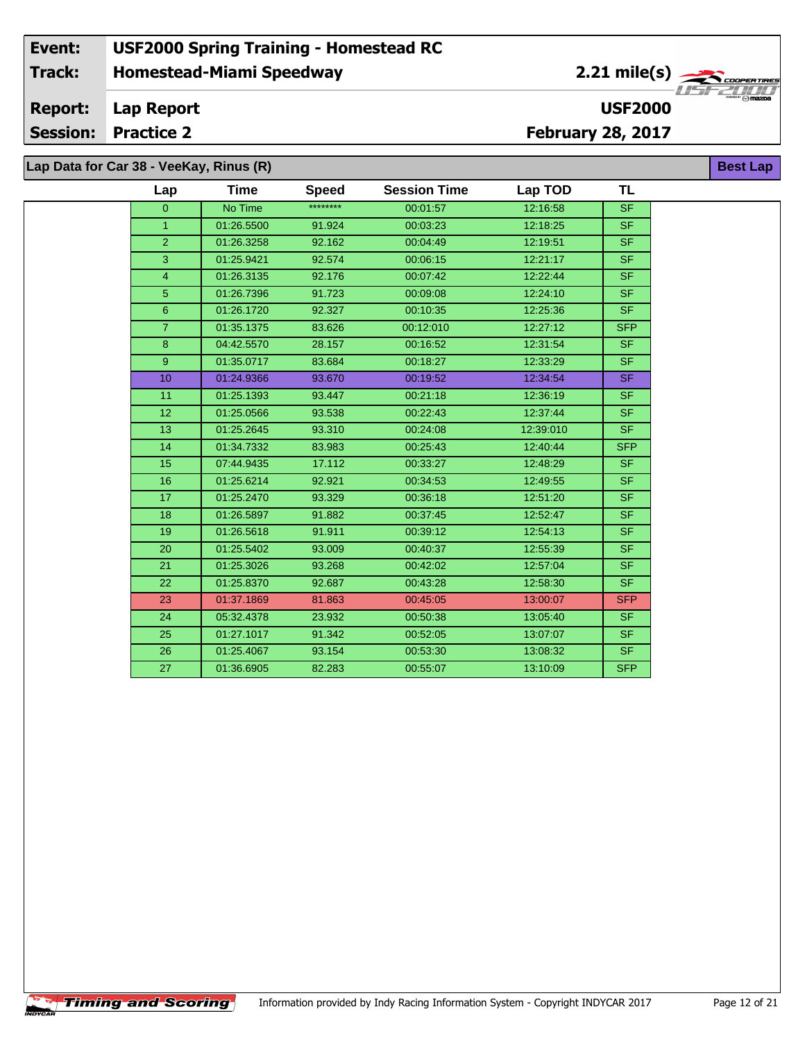| Event: | USF2000 Spring Training - Homestead RC | |
|---|---|---|
| Track: | Homestead-Miami Speedway | 2.21 mile(s) |
| Report: | Lap Report | USF2000 |
| Session: | Practice 2 | February 28, 2017 |

## Lap Data for Car 38 - VeeKay, Rinus (R)

**Best Lap**

| Lap | Time | Speed | Session Time | Lap TOD | TL |
|---|---|---|---|---|---|
| 0 | No Time | ******** | 00:01:57 | 12:16:58 | SF |
| 1 | 01:26.5500 | 91.924 | 00:03:23 | 12:18:25 | SF |
| 2 | 01:26.3258 | 92.162 | 00:04:49 | 12:19:51 | SF |
| 3 | 01:25.9421 | 92.574 | 00:06:15 | 12:21:17 | SF |
| 4 | 01:26.3135 | 92.176 | 00:07:42 | 12:22:44 | SF |
| 5 | 01:26.7396 | 91.723 | 00:09:08 | 12:24:10 | SF |
| 6 | 01:26.1720 | 92.327 | 00:10:35 | 12:25:36 | SF |
| 7 | 01:35.1375 | 83.626 | 00:12:010 | 12:27:12 | SFP |
| 8 | 04:42.5570 | 28.157 | 00:16:52 | 12:31:54 | SF |
| 9 | 01:35.0717 | 83.684 | 00:18:27 | 12:33:29 | SF |
| 10 | 01:24.9366 | 93.670 | 00:19:52 | 12:34:54 | SF |
| 11 | 01:25.1393 | 93.447 | 00:21:18 | 12:36:19 | SF |
| 12 | 01:25.0566 | 93.538 | 00:22:43 | 12:37:44 | SF |
| 13 | 01:25.2645 | 93.310 | 00:24:08 | 12:39:010 | SF |
| 14 | 01:34.7332 | 83.983 | 00:25:43 | 12:40:44 | SFP |
| 15 | 07:44.9435 | 17.112 | 00:33:27 | 12:48:29 | SF |
| 16 | 01:25.6214 | 92.921 | 00:34:53 | 12:49:55 | SF |
| 17 | 01:25.2470 | 93.329 | 00:36:18 | 12:51:20 | SF |
| 18 | 01:26.5897 | 91.882 | 00:37:45 | 12:52:47 | SF |
| 19 | 01:26.5618 | 91.911 | 00:39:12 | 12:54:13 | SF |
| 20 | 01:25.5402 | 93.009 | 00:40:37 | 12:55:39 | SF |
| 21 | 01:25.3026 | 93.268 | 00:42:02 | 12:57:04 | SF |
| 22 | 01:25.8370 | 92.687 | 00:43:28 | 12:58:30 | SF |
| 23 | 01:37.1869 | 81.863 | 00:45:05 | 13:00:07 | SFP |
| 24 | 05:32.4378 | 23.932 | 00:50:38 | 13:05:40 | SF |
| 25 | 01:27.1017 | 91.342 | 00:52:05 | 13:07:07 | SF |
| 26 | 01:25.4067 | 93.154 | 00:53:30 | 13:08:32 | SF |
| 27 | 01:36.6905 | 82.283 | 00:55:07 | 13:10:09 | SFP |

Information provided by Indy Racing Information System - Copyright INDYCAR 2017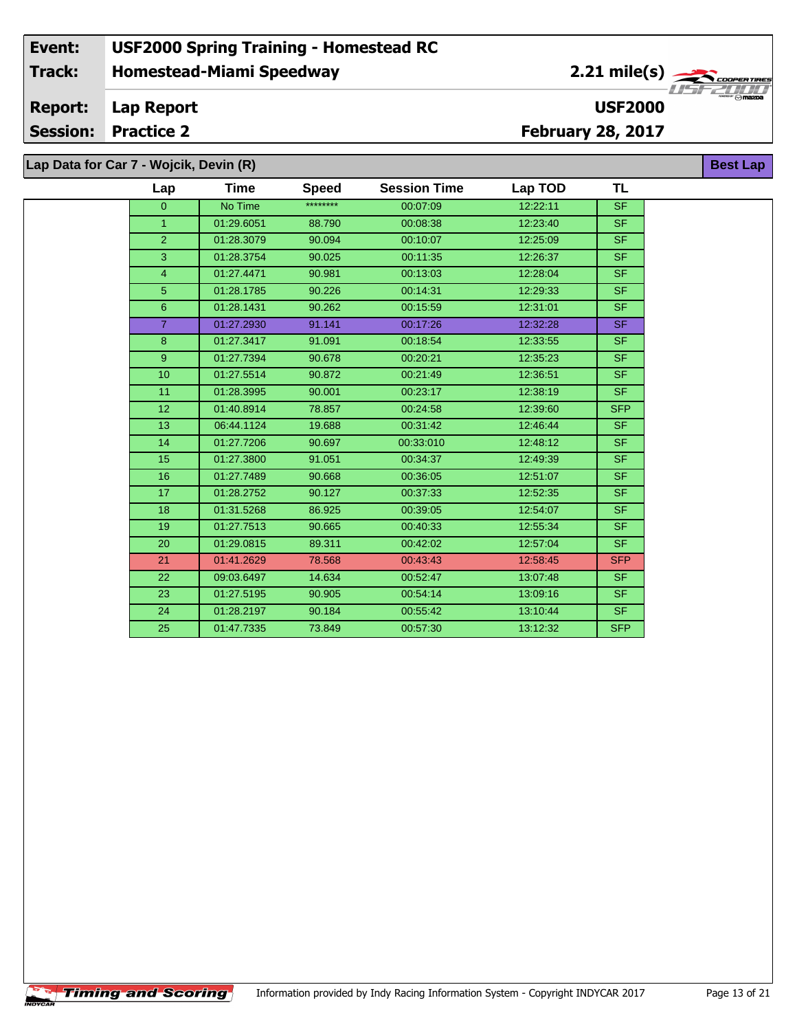| Event: | USF2000 Spring Training - Homestead RC | |
|---|---|---|
| Track: | Homestead-Miami Speedway | 2.21 mile(s) |
| Report: | Lap Report | USF2000 |
| Session: | Practice 2 | February 28, 2017 |

## Lap Data for Car 7 - Wojcik, Devin (R)

**Best Lap**

| Lap | Time | Speed | Session Time | Lap TOD | TL |
|---|---|---|---|---|---|
| 0 | No Time | ******** | 00:07:09 | 12:22:11 | SF |
| 1 | 01:29.6051 | 88.790 | 00:08:38 | 12:23:40 | SF |
| 2 | 01:28.3079 | 90.094 | 00:10:07 | 12:25:09 | SF |
| 3 | 01:28.3754 | 90.025 | 00:11:35 | 12:26:37 | SF |
| 4 | 01:27.4471 | 90.981 | 00:13:03 | 12:28:04 | SF |
| 5 | 01:28.1785 | 90.226 | 00:14:31 | 12:29:33 | SF |
| 6 | 01:28.1431 | 90.262 | 00:15:59 | 12:31:01 | SF |
| 7 | 01:27.2930 | 91.141 | 00:17:26 | 12:32:28 | SF |
| 8 | 01:27.3417 | 91.091 | 00:18:54 | 12:33:55 | SF |
| 9 | 01:27.7394 | 90.678 | 00:20:21 | 12:35:23 | SF |
| 10 | 01:27.5514 | 90.872 | 00:21:49 | 12:36:51 | SF |
| 11 | 01:28.3995 | 90.001 | 00:23:17 | 12:38:19 | SF |
| 12 | 01:40.8914 | 78.857 | 00:24:58 | 12:39:60 | SFP |
| 13 | 06:44.1124 | 19.688 | 00:31:42 | 12:46:44 | SF |
| 14 | 01:27.7206 | 90.697 | 00:33:010 | 12:48:12 | SF |
| 15 | 01:27.3800 | 91.051 | 00:34:37 | 12:49:39 | SF |
| 16 | 01:27.7489 | 90.668 | 00:36:05 | 12:51:07 | SF |
| 17 | 01:28.2752 | 90.127 | 00:37:33 | 12:52:35 | SF |
| 18 | 01:31.5268 | 86.925 | 00:39:05 | 12:54:07 | SF |
| 19 | 01:27.7513 | 90.665 | 00:40:33 | 12:55:34 | SF |
| 20 | 01:29.0815 | 89.311 | 00:42:02 | 12:57:04 | SF |
| 21 | 01:41.2629 | 78.568 | 00:43:43 | 12:58:45 | SFP |
| 22 | 09:03.6497 | 14.634 | 00:52:47 | 13:07:48 | SF |
| 23 | 01:27.5195 | 90.905 | 00:54:14 | 13:09:16 | SF |
| 24 | 01:28.2197 | 90.184 | 00:55:42 | 13:10:44 | SF |
| 25 | 01:47.7335 | 73.849 | 00:57:30 | 13:12:32 | SFP |

Information provided by Indy Racing Information System - Copyright INDYCAR 2017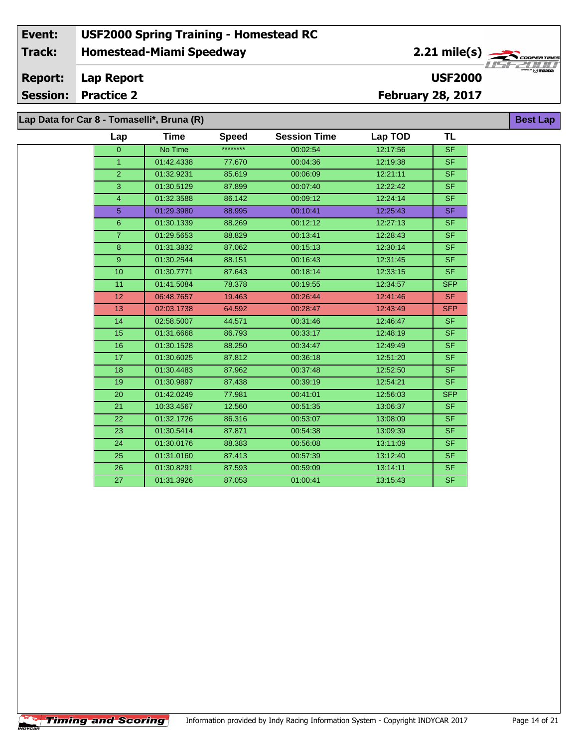| Event: | USF2000 Spring Training - Homestead RC | |
|---|---|---|
| Track: | Homestead-Miami Speedway | 2.21 mile(s) |
| Report: | Lap Report | USF2000 |
| Session: | Practice 2 | February 28, 2017 |

## Lap Data for Car 8 - Tomaselli*, Bruna (R)

**Best Lap**

| Lap | Time | Speed | Session Time | Lap TOD | TL |
|---|---|---|---|---|---|
| 0 | No Time | ******** | 00:02:54 | 12:17:56 | SF |
| 1 | 01:42.4338 | 77.670 | 00:04:36 | 12:19:38 | SF |
| 2 | 01:32.9231 | 85.619 | 00:06:09 | 12:21:11 | SF |
| 3 | 01:30.5129 | 87.899 | 00:07:40 | 12:22:42 | SF |
| 4 | 01:32.3588 | 86.142 | 00:09:12 | 12:24:14 | SF |
| 5 | 01:29.3980 | 88.995 | 00:10:41 | 12:25:43 | SF |
| 6 | 01:30.1339 | 88.269 | 00:12:12 | 12:27:13 | SF |
| 7 | 01:29.5653 | 88.829 | 00:13:41 | 12:28:43 | SF |
| 8 | 01:31.3832 | 87.062 | 00:15:13 | 12:30:14 | SF |
| 9 | 01:30.2544 | 88.151 | 00:16:43 | 12:31:45 | SF |
| 10 | 01:30.7771 | 87.643 | 00:18:14 | 12:33:15 | SF |
| 11 | 01:41.5084 | 78.378 | 00:19:55 | 12:34:57 | SFP |
| 12 | 06:48.7657 | 19.463 | 00:26:44 | 12:41:46 | SF |
| 13 | 02:03.1738 | 64.592 | 00:28:47 | 12:43:49 | SFP |
| 14 | 02:58.5007 | 44.571 | 00:31:46 | 12:46:47 | SF |
| 15 | 01:31.6668 | 86.793 | 00:33:17 | 12:48:19 | SF |
| 16 | 01:30.1528 | 88.250 | 00:34:47 | 12:49:49 | SF |
| 17 | 01:30.6025 | 87.812 | 00:36:18 | 12:51:20 | SF |
| 18 | 01:30.4483 | 87.962 | 00:37:48 | 12:52:50 | SF |
| 19 | 01:30.9897 | 87.438 | 00:39:19 | 12:54:21 | SF |
| 20 | 01:42.0249 | 77.981 | 00:41:01 | 12:56:03 | SFP |
| 21 | 10:33.4567 | 12.560 | 00:51:35 | 13:06:37 | SF |
| 22 | 01:32.1726 | 86.316 | 00:53:07 | 13:08:09 | SF |
| 23 | 01:30.5414 | 87.871 | 00:54:38 | 13:09:39 | SF |
| 24 | 01:30.0176 | 88.383 | 00:56:08 | 13:11:09 | SF |
| 25 | 01:31.0160 | 87.413 | 00:57:39 | 13:12:40 | SF |
| 26 | 01:30.8291 | 87.593 | 00:59:09 | 13:14:11 | SF |
| 27 | 01:31.3926 | 87.053 | 01:00:41 | 13:15:43 | SF |

Information provided by Indy Racing Information System - Copyright INDYCAR 2017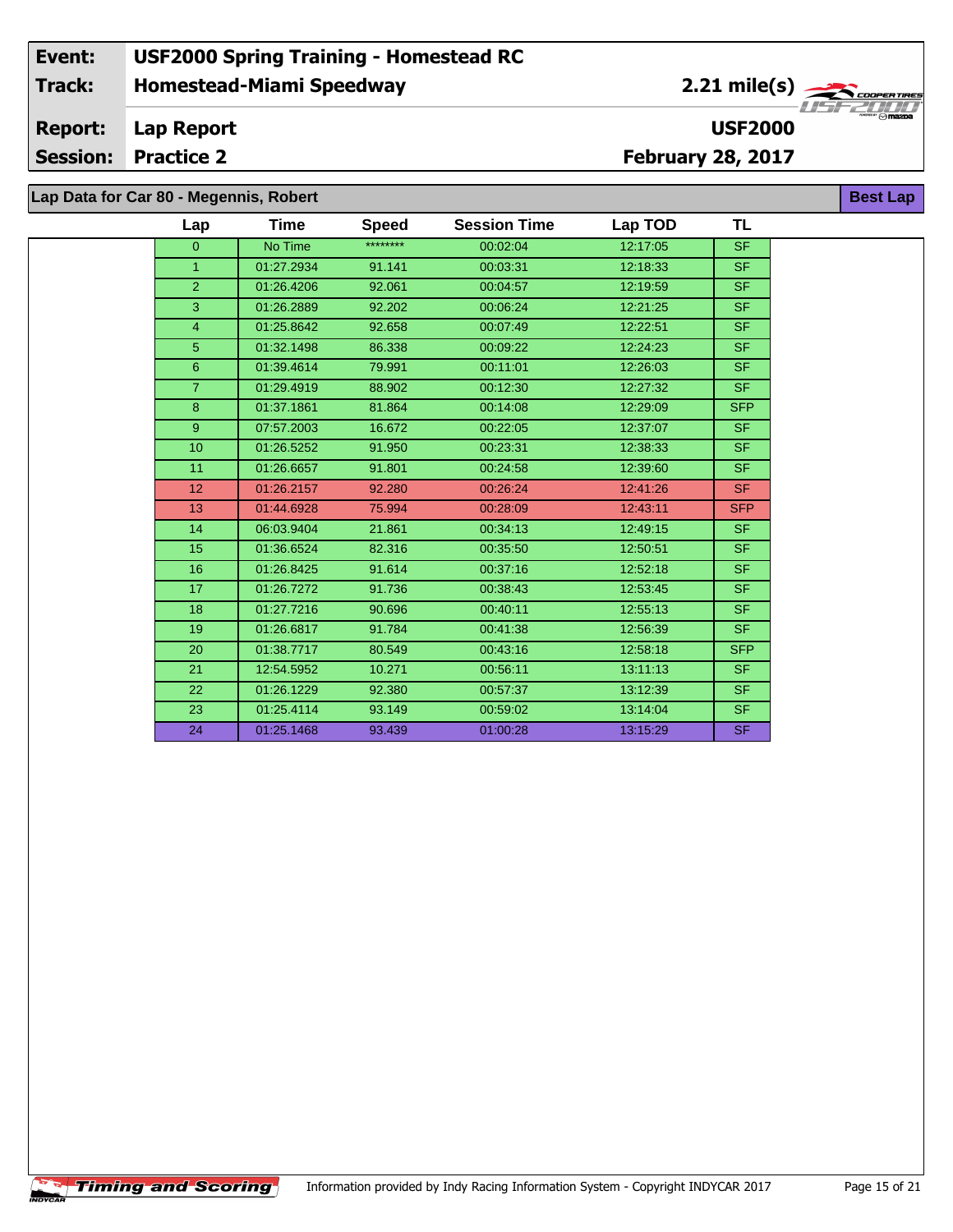| Event: | USF2000 Spring Training - Homestead RC | |
|---|---|---|
| Track: | Homestead-Miami Speedway | 2.21 mile(s) |
| Report: | Lap Report | USF2000 |
| Session: | Practice 2 | February 28, 2017 |

## Lap Data for Car 80 - Megennis, Robert

Best Lap

| Lap | Time | Speed | Session Time | Lap TOD | TL |
|---|---|---|---|---|---|
| 0 | No Time | ******** | 00:02:04 | 12:17:05 | SF |
| 1 | 01:27.2934 | 91.141 | 00:03:31 | 12:18:33 | SF |
| 2 | 01:26.4206 | 92.061 | 00:04:57 | 12:19:59 | SF |
| 3 | 01:26.2889 | 92.202 | 00:06:24 | 12:21:25 | SF |
| 4 | 01:25.8642 | 92.658 | 00:07:49 | 12:22:51 | SF |
| 5 | 01:32.1498 | 86.338 | 00:09:22 | 12:24:23 | SF |
| 6 | 01:39.4614 | 79.991 | 00:11:01 | 12:26:03 | SF |
| 7 | 01:29.4919 | 88.902 | 00:12:30 | 12:27:32 | SF |
| 8 | 01:37.1861 | 81.864 | 00:14:08 | 12:29:09 | SFP |
| 9 | 07:57.2003 | 16.672 | 00:22:05 | 12:37:07 | SF |
| 10 | 01:26.5252 | 91.950 | 00:23:31 | 12:38:33 | SF |
| 11 | 01:26.6657 | 91.801 | 00:24:58 | 12:39:60 | SF |
| 12 | 01:26.2157 | 92.280 | 00:26:24 | 12:41:26 | SF |
| 13 | 01:44.6928 | 75.994 | 00:28:09 | 12:43:11 | SFP |
| 14 | 06:03.9404 | 21.861 | 00:34:13 | 12:49:15 | SF |
| 15 | 01:36.6524 | 82.316 | 00:35:50 | 12:50:51 | SF |
| 16 | 01:26.8425 | 91.614 | 00:37:16 | 12:52:18 | SF |
| 17 | 01:26.7272 | 91.736 | 00:38:43 | 12:53:45 | SF |
| 18 | 01:27.7216 | 90.696 | 00:40:11 | 12:55:13 | SF |
| 19 | 01:26.6817 | 91.784 | 00:41:38 | 12:56:39 | SF |
| 20 | 01:38.7717 | 80.549 | 00:43:16 | 12:58:18 | SFP |
| 21 | 12:54.5952 | 10.271 | 00:56:11 | 13:11:13 | SF |
| 22 | 01:26.1229 | 92.380 | 00:57:37 | 13:12:39 | SF |
| 23 | 01:25.4114 | 93.149 | 00:59:02 | 13:14:04 | SF |
| 24 | 01:25.1468 | 93.439 | 01:00:28 | 13:15:29 | SF |

Timing and Scoring — Information provided by Indy Racing Information System - Copyright INDYCAR 2017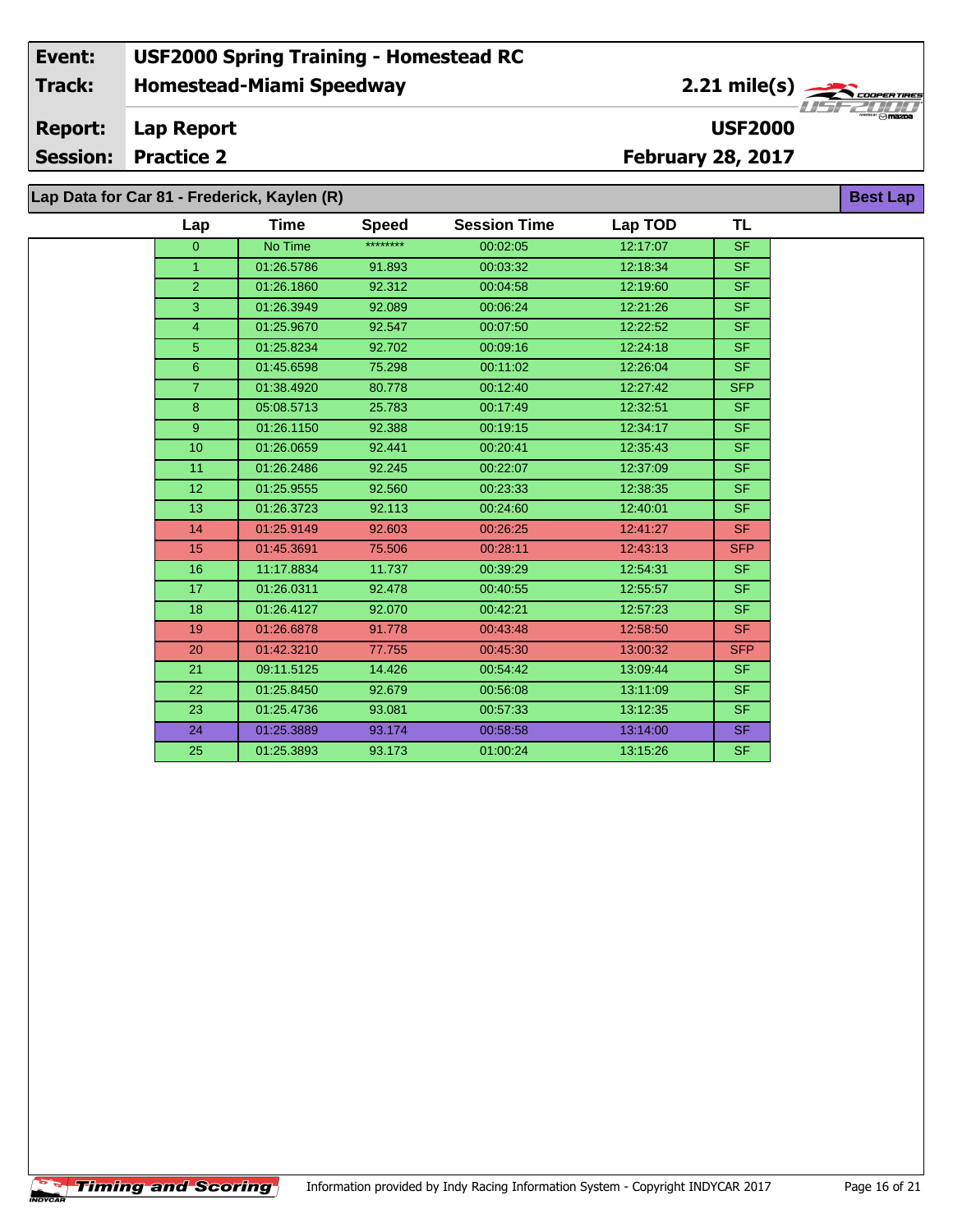| Event: | USF2000 Spring Training - Homestead RC | |
|---|---|---|
| Track: | Homestead-Miami Speedway | 2.21 mile(s) |
| Report: | Lap Report | USF2000 |
| Session: | Practice 2 | February 28, 2017 |

## Lap Data for Car 81 - Frederick, Kaylen (R)

Best Lap

| Lap | Time | Speed | Session Time | Lap TOD | TL |
|---|---|---|---|---|---|
| 0 | No Time | ******** | 00:02:05 | 12:17:07 | SF |
| 1 | 01:26.5786 | 91.893 | 00:03:32 | 12:18:34 | SF |
| 2 | 01:26.1860 | 92.312 | 00:04:58 | 12:19:60 | SF |
| 3 | 01:26.3949 | 92.089 | 00:06:24 | 12:21:26 | SF |
| 4 | 01:25.9670 | 92.547 | 00:07:50 | 12:22:52 | SF |
| 5 | 01:25.8234 | 92.702 | 00:09:16 | 12:24:18 | SF |
| 6 | 01:45.6598 | 75.298 | 00:11:02 | 12:26:04 | SF |
| 7 | 01:38.4920 | 80.778 | 00:12:40 | 12:27:42 | SFP |
| 8 | 05:08.5713 | 25.783 | 00:17:49 | 12:32:51 | SF |
| 9 | 01:26.1150 | 92.388 | 00:19:15 | 12:34:17 | SF |
| 10 | 01:26.0659 | 92.441 | 00:20:41 | 12:35:43 | SF |
| 11 | 01:26.2486 | 92.245 | 00:22:07 | 12:37:09 | SF |
| 12 | 01:25.9555 | 92.560 | 00:23:33 | 12:38:35 | SF |
| 13 | 01:26.3723 | 92.113 | 00:24:60 | 12:40:01 | SF |
| 14 | 01:25.9149 | 92.603 | 00:26:25 | 12:41:27 | SF |
| 15 | 01:45.3691 | 75.506 | 00:28:11 | 12:43:13 | SFP |
| 16 | 11:17.8834 | 11.737 | 00:39:29 | 12:54:31 | SF |
| 17 | 01:26.0311 | 92.478 | 00:40:55 | 12:55:57 | SF |
| 18 | 01:26.4127 | 92.070 | 00:42:21 | 12:57:23 | SF |
| 19 | 01:26.6878 | 91.778 | 00:43:48 | 12:58:50 | SF |
| 20 | 01:42.3210 | 77.755 | 00:45:30 | 13:00:32 | SFP |
| 21 | 09:11.5125 | 14.426 | 00:54:42 | 13:09:44 | SF |
| 22 | 01:25.8450 | 92.679 | 00:56:08 | 13:11:09 | SF |
| 23 | 01:25.4736 | 93.081 | 00:57:33 | 13:12:35 | SF |
| 24 | 01:25.3889 | 93.174 | 00:58:58 | 13:14:00 | SF |
| 25 | 01:25.3893 | 93.173 | 01:00:24 | 13:15:26 | SF |

Information provided by Indy Racing Information System - Copyright INDYCAR 2017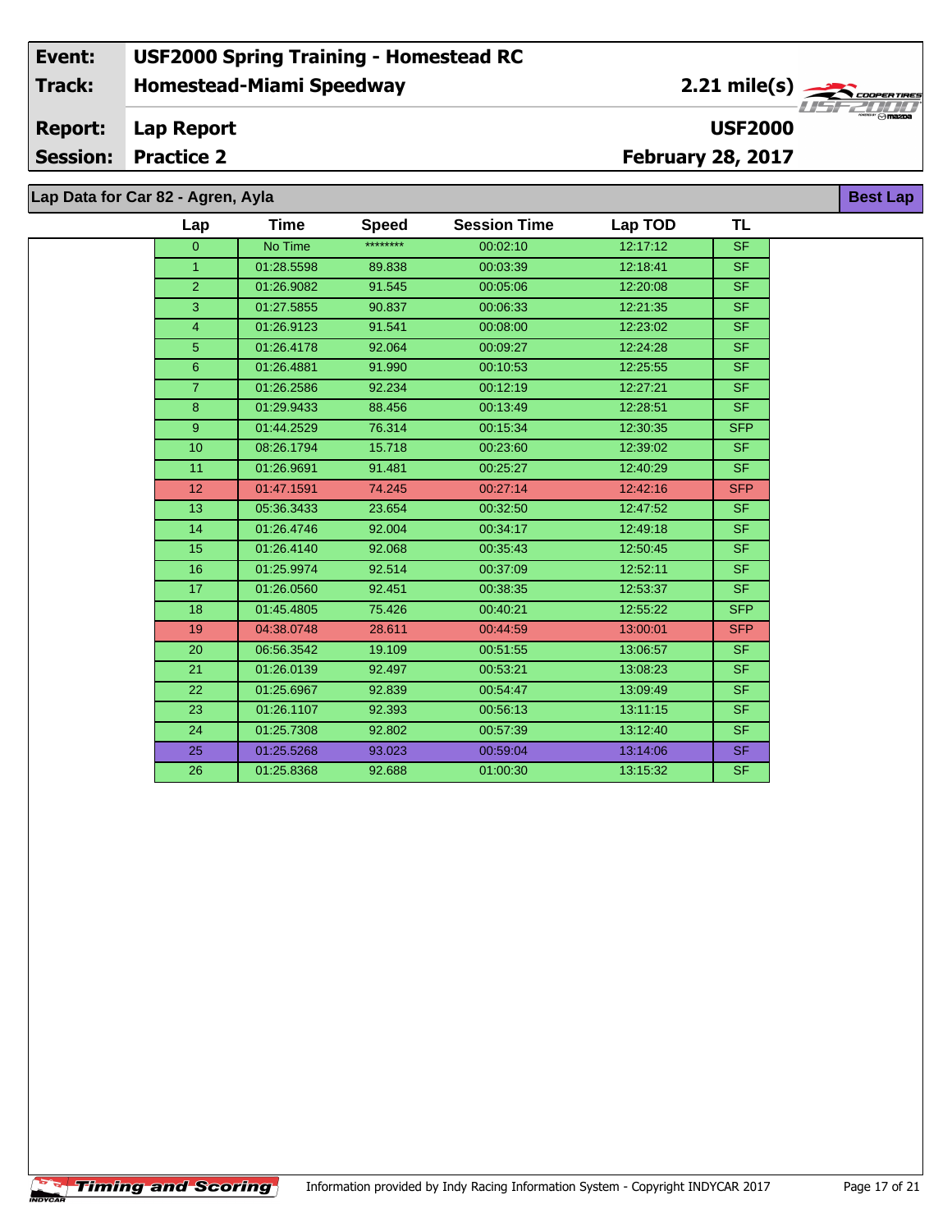| Event: | USF2000 Spring Training - Homestead RC |
|---|---|
| Track: | Homestead-Miami Speedway — 2.21 mile(s) |
| Report: | Lap Report — USF2000 |
| Session: | Practice 2 — February 28, 2017 |

## Lap Data for Car 82 - Agren, Ayla

Best Lap

| Lap | Time | Speed | Session Time | Lap TOD | TL |
|---|---|---|---|---|---|
| 0 | No Time | ******** | 00:02:10 | 12:17:12 | SF |
| 1 | 01:28.5598 | 89.838 | 00:03:39 | 12:18:41 | SF |
| 2 | 01:26.9082 | 91.545 | 00:05:06 | 12:20:08 | SF |
| 3 | 01:27.5855 | 90.837 | 00:06:33 | 12:21:35 | SF |
| 4 | 01:26.9123 | 91.541 | 00:08:00 | 12:23:02 | SF |
| 5 | 01:26.4178 | 92.064 | 00:09:27 | 12:24:28 | SF |
| 6 | 01:26.4881 | 91.990 | 00:10:53 | 12:25:55 | SF |
| 7 | 01:26.2586 | 92.234 | 00:12:19 | 12:27:21 | SF |
| 8 | 01:29.9433 | 88.456 | 00:13:49 | 12:28:51 | SF |
| 9 | 01:44.2529 | 76.314 | 00:15:34 | 12:30:35 | SFP |
| 10 | 08:26.1794 | 15.718 | 00:23:60 | 12:39:02 | SF |
| 11 | 01:26.9691 | 91.481 | 00:25:27 | 12:40:29 | SF |
| 12 | 01:47.1591 | 74.245 | 00:27:14 | 12:42:16 | SFP |
| 13 | 05:36.3433 | 23.654 | 00:32:50 | 12:47:52 | SF |
| 14 | 01:26.4746 | 92.004 | 00:34:17 | 12:49:18 | SF |
| 15 | 01:26.4140 | 92.068 | 00:35:43 | 12:50:45 | SF |
| 16 | 01:25.9974 | 92.514 | 00:37:09 | 12:52:11 | SF |
| 17 | 01:26.0560 | 92.451 | 00:38:35 | 12:53:37 | SF |
| 18 | 01:45.4805 | 75.426 | 00:40:21 | 12:55:22 | SFP |
| 19 | 04:38.0748 | 28.611 | 00:44:59 | 13:00:01 | SFP |
| 20 | 06:56.3542 | 19.109 | 00:51:55 | 13:06:57 | SF |
| 21 | 01:26.0139 | 92.497 | 00:53:21 | 13:08:23 | SF |
| 22 | 01:25.6967 | 92.839 | 00:54:47 | 13:09:49 | SF |
| 23 | 01:26.1107 | 92.393 | 00:56:13 | 13:11:15 | SF |
| 24 | 01:25.7308 | 92.802 | 00:57:39 | 13:12:40 | SF |
| 25 | 01:25.5268 | 93.023 | 00:59:04 | 13:14:06 | SF |
| 26 | 01:25.8368 | 92.688 | 01:00:30 | 13:15:32 | SF |

Information provided by Indy Racing Information System - Copyright INDYCAR 2017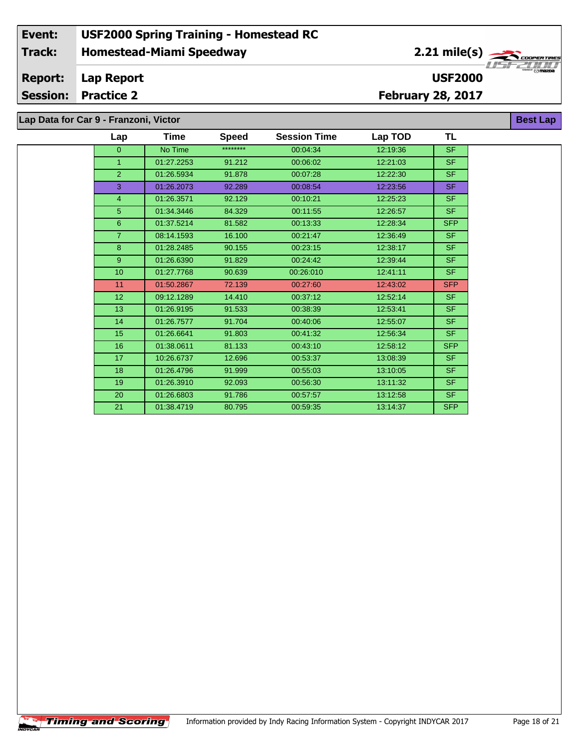| Event: | USF2000 Spring Training - Homestead RC | |
|---|---|---|
| Track: | Homestead-Miami Speedway | 2.21 mile(s) |
| Report: | Lap Report | USF2000 |
| Session: | Practice 2 | February 28, 2017 |

## Lap Data for Car 9 - Franzoni, Victor

Best Lap

| Lap | Time | Speed | Session Time | Lap TOD | TL |
|---|---|---|---|---|---|
| 0 | No Time | ******** | 00:04:34 | 12:19:36 | SF |
| 1 | 01:27.2253 | 91.212 | 00:06:02 | 12:21:03 | SF |
| 2 | 01:26.5934 | 91.878 | 00:07:28 | 12:22:30 | SF |
| 3 | 01:26.2073 | 92.289 | 00:08:54 | 12:23:56 | SF |
| 4 | 01:26.3571 | 92.129 | 00:10:21 | 12:25:23 | SF |
| 5 | 01:34.3446 | 84.329 | 00:11:55 | 12:26:57 | SF |
| 6 | 01:37.5214 | 81.582 | 00:13:33 | 12:28:34 | SFP |
| 7 | 08:14.1593 | 16.100 | 00:21:47 | 12:36:49 | SF |
| 8 | 01:28.2485 | 90.155 | 00:23:15 | 12:38:17 | SF |
| 9 | 01:26.6390 | 91.829 | 00:24:42 | 12:39:44 | SF |
| 10 | 01:27.7768 | 90.639 | 00:26:010 | 12:41:11 | SF |
| 11 | 01:50.2867 | 72.139 | 00:27:60 | 12:43:02 | SFP |
| 12 | 09:12.1289 | 14.410 | 00:37:12 | 12:52:14 | SF |
| 13 | 01:26.9195 | 91.533 | 00:38:39 | 12:53:41 | SF |
| 14 | 01:26.7577 | 91.704 | 00:40:06 | 12:55:07 | SF |
| 15 | 01:26.6641 | 91.803 | 00:41:32 | 12:56:34 | SF |
| 16 | 01:38.0611 | 81.133 | 00:43:10 | 12:58:12 | SFP |
| 17 | 10:26.6737 | 12.696 | 00:53:37 | 13:08:39 | SF |
| 18 | 01:26.4796 | 91.999 | 00:55:03 | 13:10:05 | SF |
| 19 | 01:26.3910 | 92.093 | 00:56:30 | 13:11:32 | SF |
| 20 | 01:26.6803 | 91.786 | 00:57:57 | 13:12:58 | SF |
| 21 | 01:38.4719 | 80.795 | 00:59:35 | 13:14:37 | SFP |

Information provided by Indy Racing Information System - Copyright INDYCAR 2017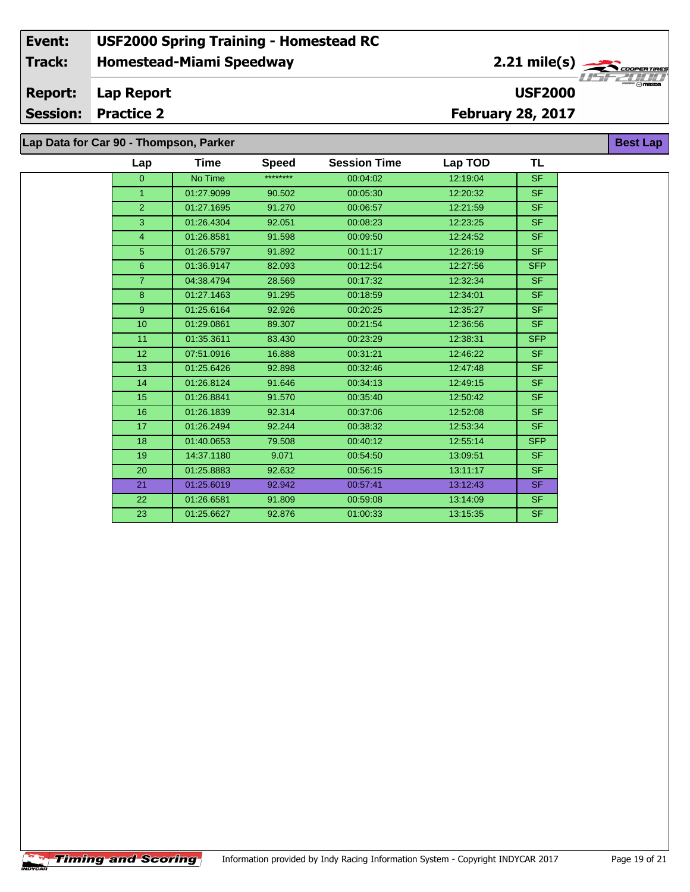| Event: | USF2000 Spring Training - Homestead RC | |
|---|---|---|
| Track: | Homestead-Miami Speedway | 2.21 mile(s) |
| Report: | Lap Report | USF2000 |
| Session: | Practice 2 | February 28, 2017 |

## Lap Data for Car 90 - Thompson, Parker

**Best Lap**

| Lap | Time | Speed | Session Time | Lap TOD | TL |
|---|---|---|---|---|---|
| 0 | No Time | ******** | 00:04:02 | 12:19:04 | SF |
| 1 | 01:27.9099 | 90.502 | 00:05:30 | 12:20:32 | SF |
| 2 | 01:27.1695 | 91.270 | 00:06:57 | 12:21:59 | SF |
| 3 | 01:26.4304 | 92.051 | 00:08:23 | 12:23:25 | SF |
| 4 | 01:26.8581 | 91.598 | 00:09:50 | 12:24:52 | SF |
| 5 | 01:26.5797 | 91.892 | 00:11:17 | 12:26:19 | SF |
| 6 | 01:36.9147 | 82.093 | 00:12:54 | 12:27:56 | SFP |
| 7 | 04:38.4794 | 28.569 | 00:17:32 | 12:32:34 | SF |
| 8 | 01:27.1463 | 91.295 | 00:18:59 | 12:34:01 | SF |
| 9 | 01:25.6164 | 92.926 | 00:20:25 | 12:35:27 | SF |
| 10 | 01:29.0861 | 89.307 | 00:21:54 | 12:36:56 | SF |
| 11 | 01:35.3611 | 83.430 | 00:23:29 | 12:38:31 | SFP |
| 12 | 07:51.0916 | 16.888 | 00:31:21 | 12:46:22 | SF |
| 13 | 01:25.6426 | 92.898 | 00:32:46 | 12:47:48 | SF |
| 14 | 01:26.8124 | 91.646 | 00:34:13 | 12:49:15 | SF |
| 15 | 01:26.8841 | 91.570 | 00:35:40 | 12:50:42 | SF |
| 16 | 01:26.1839 | 92.314 | 00:37:06 | 12:52:08 | SF |
| 17 | 01:26.2494 | 92.244 | 00:38:32 | 12:53:34 | SF |
| 18 | 01:40.0653 | 79.508 | 00:40:12 | 12:55:14 | SFP |
| 19 | 14:37.1180 | 9.071 | 00:54:50 | 13:09:51 | SF |
| 20 | 01:25.8883 | 92.632 | 00:56:15 | 13:11:17 | SF |
| 21 | 01:25.6019 | 92.942 | 00:57:41 | 13:12:43 | SF |
| 22 | 01:26.6581 | 91.809 | 00:59:08 | 13:14:09 | SF |
| 23 | 01:25.6627 | 92.876 | 01:00:33 | 13:15:35 | SF |

Timing and Scoring

Information provided by Indy Racing Information System - Copyright INDYCAR 2017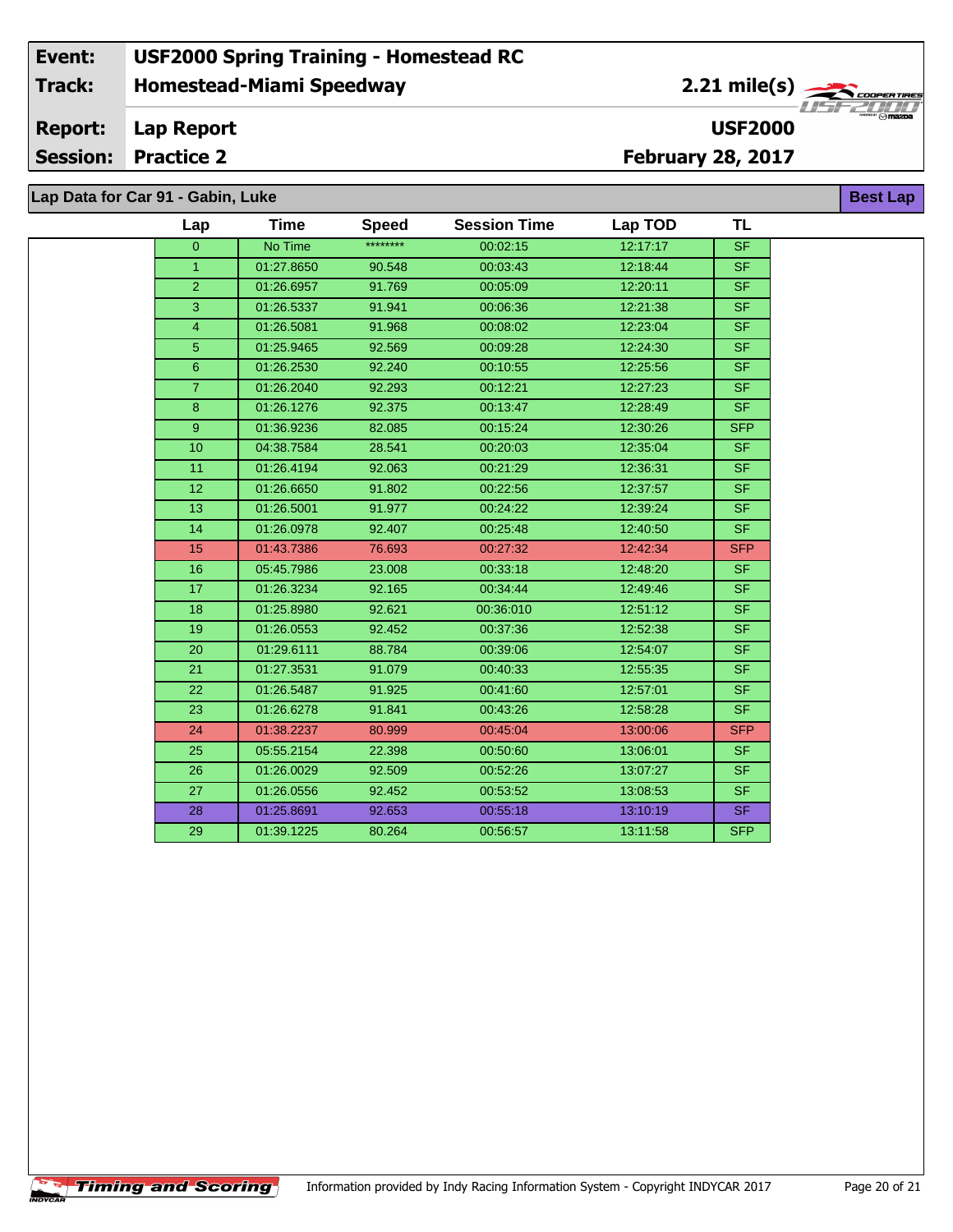| Event: | USF2000 Spring Training - Homestead RC |
|---|---|
| Track: | Homestead-Miami Speedway — 2.21 mile(s) |
| Report: | Lap Report — USF2000 |
| Session: | Practice 2 — February 28, 2017 |

## Lap Data for Car 91 - Gabin, Luke

Best Lap

| Lap | Time | Speed | Session Time | Lap TOD | TL |
|---|---|---|---|---|---|
| 0 | No Time | ******** | 00:02:15 | 12:17:17 | SF |
| 1 | 01:27.8650 | 90.548 | 00:03:43 | 12:18:44 | SF |
| 2 | 01:26.6957 | 91.769 | 00:05:09 | 12:20:11 | SF |
| 3 | 01:26.5337 | 91.941 | 00:06:36 | 12:21:38 | SF |
| 4 | 01:26.5081 | 91.968 | 00:08:02 | 12:23:04 | SF |
| 5 | 01:25.9465 | 92.569 | 00:09:28 | 12:24:30 | SF |
| 6 | 01:26.2530 | 92.240 | 00:10:55 | 12:25:56 | SF |
| 7 | 01:26.2040 | 92.293 | 00:12:21 | 12:27:23 | SF |
| 8 | 01:26.1276 | 92.375 | 00:13:47 | 12:28:49 | SF |
| 9 | 01:36.9236 | 82.085 | 00:15:24 | 12:30:26 | SFP |
| 10 | 04:38.7584 | 28.541 | 00:20:03 | 12:35:04 | SF |
| 11 | 01:26.4194 | 92.063 | 00:21:29 | 12:36:31 | SF |
| 12 | 01:26.6650 | 91.802 | 00:22:56 | 12:37:57 | SF |
| 13 | 01:26.5001 | 91.977 | 00:24:22 | 12:39:24 | SF |
| 14 | 01:26.0978 | 92.407 | 00:25:48 | 12:40:50 | SF |
| 15 | 01:43.7386 | 76.693 | 00:27:32 | 12:42:34 | SFP |
| 16 | 05:45.7986 | 23.008 | 00:33:18 | 12:48:20 | SF |
| 17 | 01:26.3234 | 92.165 | 00:34:44 | 12:49:46 | SF |
| 18 | 01:25.8980 | 92.621 | 00:36:010 | 12:51:12 | SF |
| 19 | 01:26.0553 | 92.452 | 00:37:36 | 12:52:38 | SF |
| 20 | 01:29.6111 | 88.784 | 00:39:06 | 12:54:07 | SF |
| 21 | 01:27.3531 | 91.079 | 00:40:33 | 12:55:35 | SF |
| 22 | 01:26.5487 | 91.925 | 00:41:60 | 12:57:01 | SF |
| 23 | 01:26.6278 | 91.841 | 00:43:26 | 12:58:28 | SF |
| 24 | 01:38.2237 | 80.999 | 00:45:04 | 13:00:06 | SFP |
| 25 | 05:55.2154 | 22.398 | 00:50:60 | 13:06:01 | SF |
| 26 | 01:26.0029 | 92.509 | 00:52:26 | 13:07:27 | SF |
| 27 | 01:26.0556 | 92.452 | 00:53:52 | 13:08:53 | SF |
| 28 | 01:25.8691 | 92.653 | 00:55:18 | 13:10:19 | SF |
| 29 | 01:39.1225 | 80.264 | 00:56:57 | 13:11:58 | SFP |

Timing and Scoring — Information provided by Indy Racing Information System - Copyright INDYCAR 2017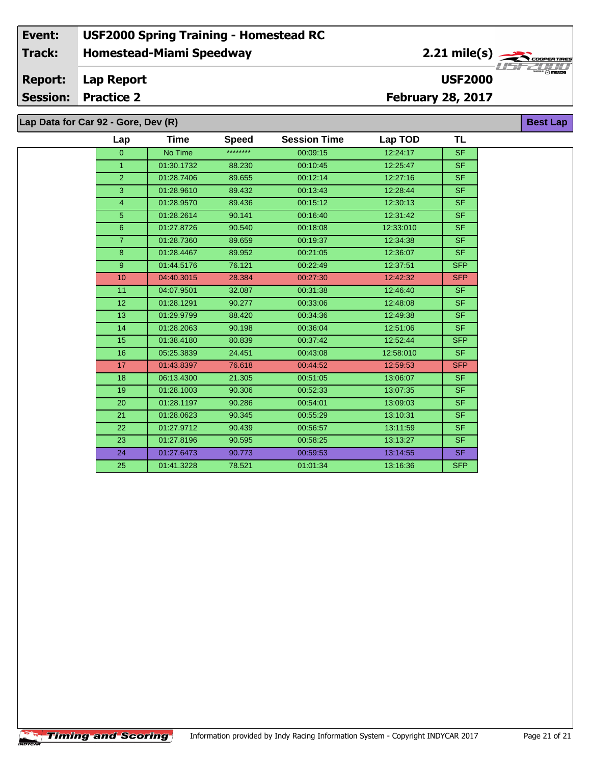| | |
|---|---|
| **Event:** | **USF2000 Spring Training - Homestead RC** |
| **Track:** | **Homestead-Miami Speedway** |
| **Report:** | **Lap Report** |
| **Session:** | **Practice 2** |

**2.21 mile(s)**

**USF2000**

**February 28, 2017**

## Lap Data for Car 92 - Gore, Dev (R)

**Best Lap**

| Lap | Time | Speed | Session Time | Lap TOD | TL |
|---|---|---|---|---|---|
| 0 | No Time | ******** | 00:09:15 | 12:24:17 | SF |
| 1 | 01:30.1732 | 88.230 | 00:10:45 | 12:25:47 | SF |
| 2 | 01:28.7406 | 89.655 | 00:12:14 | 12:27:16 | SF |
| 3 | 01:28.9610 | 89.432 | 00:13:43 | 12:28:44 | SF |
| 4 | 01:28.9570 | 89.436 | 00:15:12 | 12:30:13 | SF |
| 5 | 01:28.2614 | 90.141 | 00:16:40 | 12:31:42 | SF |
| 6 | 01:27.8726 | 90.540 | 00:18:08 | 12:33:010 | SF |
| 7 | 01:28.7360 | 89.659 | 00:19:37 | 12:34:38 | SF |
| 8 | 01:28.4467 | 89.952 | 00:21:05 | 12:36:07 | SF |
| 9 | 01:44.5176 | 76.121 | 00:22:49 | 12:37:51 | SFP |
| 10 | 04:40.3015 | 28.384 | 00:27:30 | 12:42:32 | SFP |
| 11 | 04:07.9501 | 32.087 | 00:31:38 | 12:46:40 | SF |
| 12 | 01:28.1291 | 90.277 | 00:33:06 | 12:48:08 | SF |
| 13 | 01:29.9799 | 88.420 | 00:34:36 | 12:49:38 | SF |
| 14 | 01:28.2063 | 90.198 | 00:36:04 | 12:51:06 | SF |
| 15 | 01:38.4180 | 80.839 | 00:37:42 | 12:52:44 | SFP |
| 16 | 05:25.3839 | 24.451 | 00:43:08 | 12:58:010 | SF |
| 17 | 01:43.8397 | 76.618 | 00:44:52 | 12:59:53 | SFP |
| 18 | 06:13.4300 | 21.305 | 00:51:05 | 13:06:07 | SF |
| 19 | 01:28.1003 | 90.306 | 00:52:33 | 13:07:35 | SF |
| 20 | 01:28.1197 | 90.286 | 00:54:01 | 13:09:03 | SF |
| 21 | 01:28.0623 | 90.345 | 00:55:29 | 13:10:31 | SF |
| 22 | 01:27.9712 | 90.439 | 00:56:57 | 13:11:59 | SF |
| 23 | 01:27.8196 | 90.595 | 00:58:25 | 13:13:27 | SF |
| 24 | 01:27.6473 | 90.773 | 00:59:53 | 13:14:55 | SF |
| 25 | 01:41.3228 | 78.521 | 01:01:34 | 13:16:36 | SFP |

Information provided by Indy Racing Information System - Copyright INDYCAR 2017